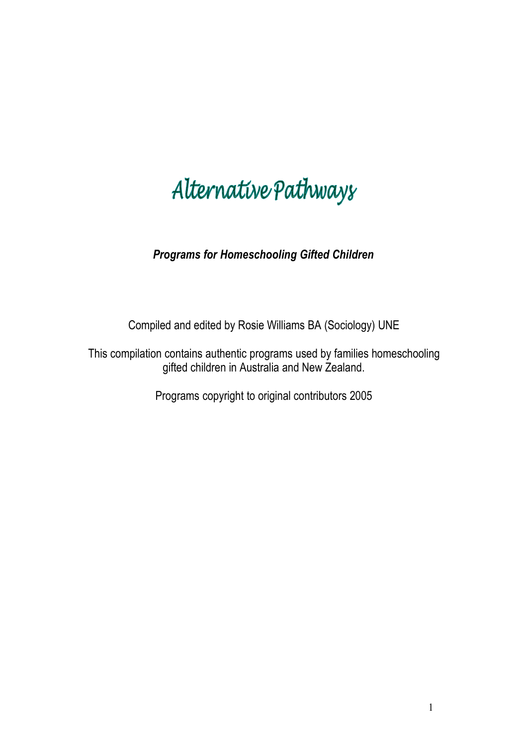# Alternative Pathways

***Programs for Homeschooling Gifted Children***

Compiled and edited by Rosie Williams BA (Sociology) UNE

This compilation contains authentic programs used by families homeschooling gifted children in Australia and New Zealand.

Programs copyright to original contributors 2005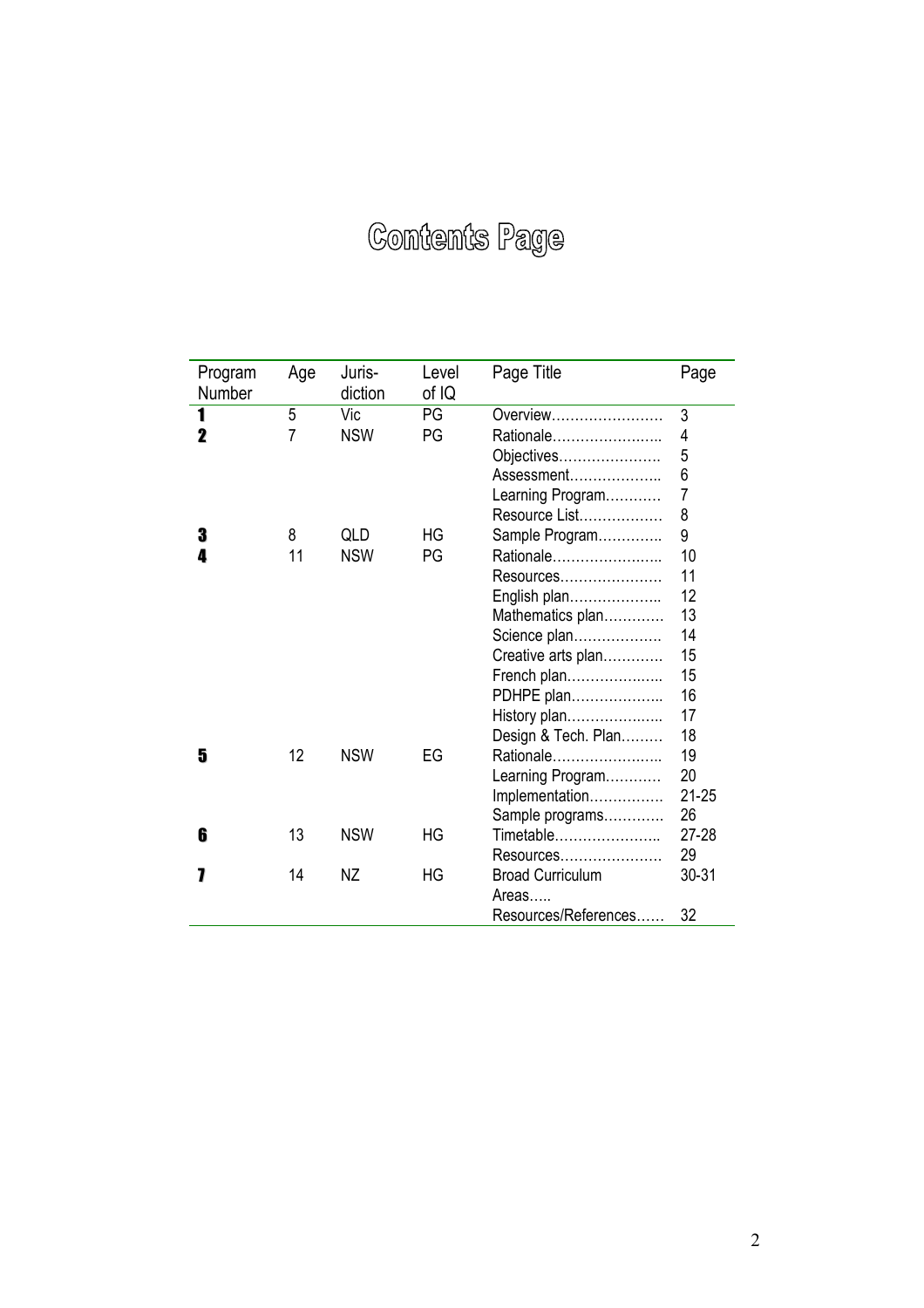# Contents Page

| Program Number | Age | Juris-diction | Level of IQ | Page Title | Page |
|---|---|---|---|---|---|
| **1** | 5 | Vic | PG | Overview…………………… | 3 |
| **2** | 7 | NSW | PG | Rationale…………………… | 4 |
| | | | | Objectives………………… | 5 |
| | | | | Assessment……………….. | 6 |
| | | | | Learning Program………… | 7 |
| | | | | Resource List……………… | 8 |
| **3** | 8 | QLD | HG | Sample Program…………. | 9 |
| **4** | 11 | NSW | PG | Rationale…………………… | 10 |
| | | | | Resources………………… | 11 |
| | | | | English plan……………….. | 12 |
| | | | | Mathematics plan…………. | 13 |
| | | | | Science plan………………. | 14 |
| | | | | Creative arts plan…………. | 15 |
| | | | | French plan……………….. | 15 |
| | | | | PDHPE plan……………….. | 16 |
| | | | | History plan……………….. | 17 |
| | | | | Design & Tech. Plan……… | 18 |
| **5** | 12 | NSW | EG | Rationale…………………… | 19 |
| | | | | Learning Program………… | 20 |
| | | | | Implementation……………. | 21-25 |
| | | | | Sample programs…………. | 26 |
| **6** | 13 | NSW | HG | Timetable………………….. | 27-28 |
| | | | | Resources………………… | 29 |
| **7** | 14 | NZ | HG | Broad Curriculum Areas….. | 30-31 |
| | | | | Resources/References…… | 32 |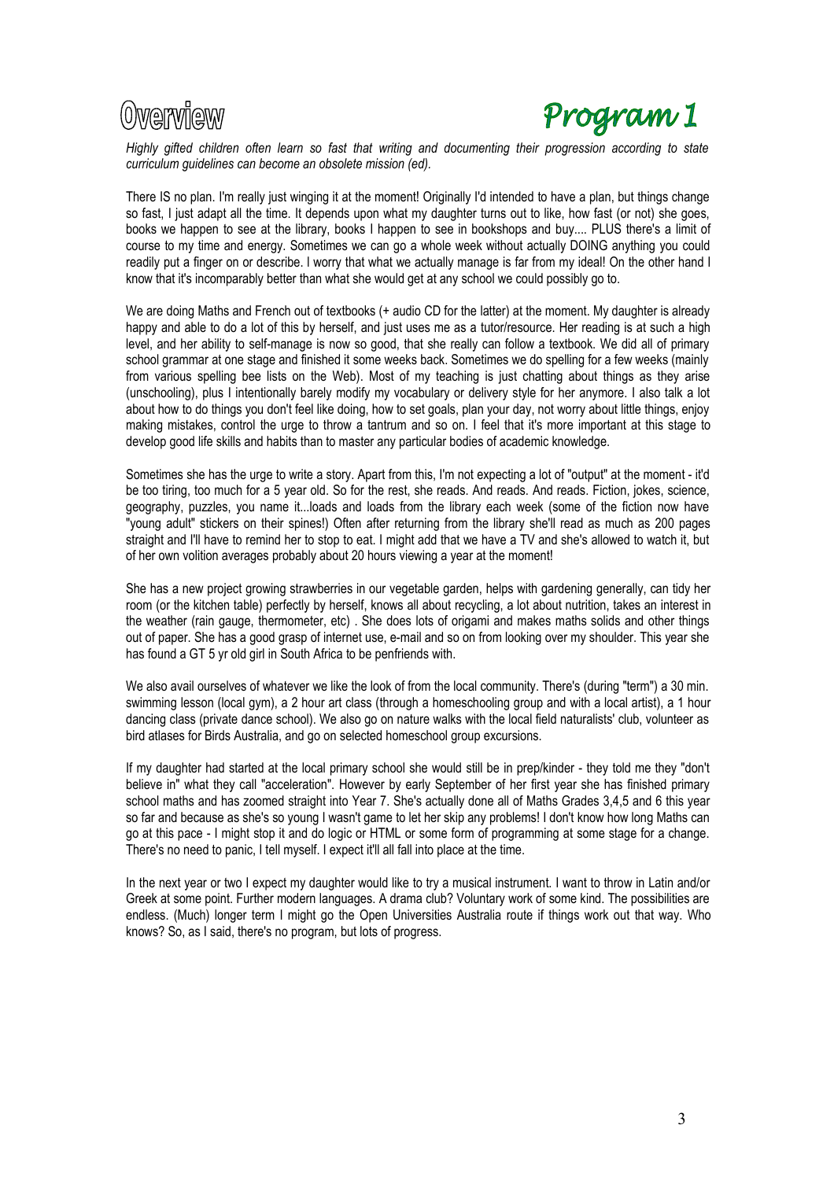# Overview

# Program 1

*Highly gifted children often learn so fast that writing and documenting their progression according to state curriculum guidelines can become an obsolete mission (ed).*

There IS no plan. I'm really just winging it at the moment! Originally I'd intended to have a plan, but things change so fast, I just adapt all the time. It depends upon what my daughter turns out to like, how fast (or not) she goes, books we happen to see at the library, books I happen to see in bookshops and buy.... PLUS there's a limit of course to my time and energy. Sometimes we can go a whole week without actually DOING anything you could readily put a finger on or describe. I worry that what we actually manage is far from my ideal! On the other hand I know that it's incomparably better than what she would get at any school we could possibly go to.

We are doing Maths and French out of textbooks (+ audio CD for the latter) at the moment. My daughter is already happy and able to do a lot of this by herself, and just uses me as a tutor/resource. Her reading is at such a high level, and her ability to self-manage is now so good, that she really can follow a textbook. We did all of primary school grammar at one stage and finished it some weeks back. Sometimes we do spelling for a few weeks (mainly from various spelling bee lists on the Web). Most of my teaching is just chatting about things as they arise (unschooling), plus I intentionally barely modify my vocabulary or delivery style for her anymore. I also talk a lot about how to do things you don't feel like doing, how to set goals, plan your day, not worry about little things, enjoy making mistakes, control the urge to throw a tantrum and so on. I feel that it's more important at this stage to develop good life skills and habits than to master any particular bodies of academic knowledge.

Sometimes she has the urge to write a story. Apart from this, I'm not expecting a lot of "output" at the moment - it'd be too tiring, too much for a 5 year old. So for the rest, she reads. And reads. And reads. Fiction, jokes, science, geography, puzzles, you name it...loads and loads from the library each week (some of the fiction now have "young adult" stickers on their spines!) Often after returning from the library she'll read as much as 200 pages straight and I'll have to remind her to stop to eat. I might add that we have a TV and she's allowed to watch it, but of her own volition averages probably about 20 hours viewing a year at the moment!

She has a new project growing strawberries in our vegetable garden, helps with gardening generally, can tidy her room (or the kitchen table) perfectly by herself, knows all about recycling, a lot about nutrition, takes an interest in the weather (rain gauge, thermometer, etc) . She does lots of origami and makes maths solids and other things out of paper. She has a good grasp of internet use, e-mail and so on from looking over my shoulder. This year she has found a GT 5 yr old girl in South Africa to be penfriends with.

We also avail ourselves of whatever we like the look of from the local community. There's (during "term") a 30 min. swimming lesson (local gym), a 2 hour art class (through a homeschooling group and with a local artist), a 1 hour dancing class (private dance school). We also go on nature walks with the local field naturalists' club, volunteer as bird atlases for Birds Australia, and go on selected homeschool group excursions.

If my daughter had started at the local primary school she would still be in prep/kinder - they told me they "don't believe in" what they call "acceleration". However by early September of her first year she has finished primary school maths and has zoomed straight into Year 7. She's actually done all of Maths Grades 3,4,5 and 6 this year so far and because as she's so young I wasn't game to let her skip any problems! I don't know how long Maths can go at this pace - I might stop it and do logic or HTML or some form of programming at some stage for a change. There's no need to panic, I tell myself. I expect it'll all fall into place at the time.

In the next year or two I expect my daughter would like to try a musical instrument. I want to throw in Latin and/or Greek at some point. Further modern languages. A drama club? Voluntary work of some kind. The possibilities are endless. (Much) longer term I might go the Open Universities Australia route if things work out that way. Who knows? So, as I said, there's no program, but lots of progress.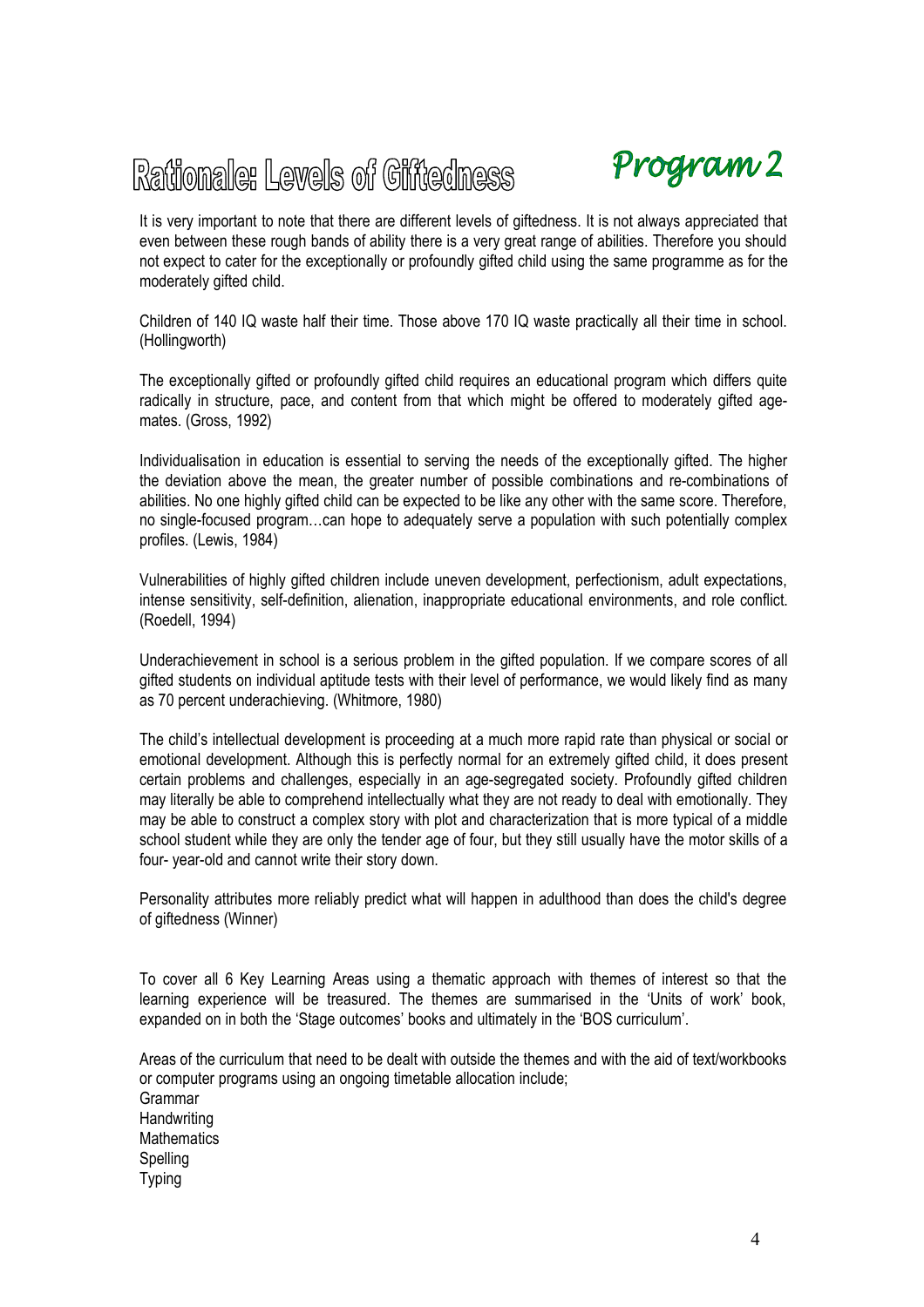# Rationale: Levels of Giftedness

## *Program 2*

It is very important to note that there are different levels of giftedness. It is not always appreciated that even between these rough bands of ability there is a very great range of abilities. Therefore you should not expect to cater for the exceptionally or profoundly gifted child using the same programme as for the moderately gifted child.

Children of 140 IQ waste half their time. Those above 170 IQ waste practically all their time in school. (Hollingworth)

The exceptionally gifted or profoundly gifted child requires an educational program which differs quite radically in structure, pace, and content from that which might be offered to moderately gifted age-mates. (Gross, 1992)

Individualisation in education is essential to serving the needs of the exceptionally gifted. The higher the deviation above the mean, the greater number of possible combinations and re-combinations of abilities. No one highly gifted child can be expected to be like any other with the same score. Therefore, no single-focused program…can hope to adequately serve a population with such potentially complex profiles. (Lewis, 1984)

Vulnerabilities of highly gifted children include uneven development, perfectionism, adult expectations, intense sensitivity, self-definition, alienation, inappropriate educational environments, and role conflict. (Roedell, 1994)

Underachievement in school is a serious problem in the gifted population. If we compare scores of all gifted students on individual aptitude tests with their level of performance, we would likely find as many as 70 percent underachieving. (Whitmore, 1980)

The child's intellectual development is proceeding at a much more rapid rate than physical or social or emotional development. Although this is perfectly normal for an extremely gifted child, it does present certain problems and challenges, especially in an age-segregated society. Profoundly gifted children may literally be able to comprehend intellectually what they are not ready to deal with emotionally. They may be able to construct a complex story with plot and characterization that is more typical of a middle school student while they are only the tender age of four, but they still usually have the motor skills of a four- year-old and cannot write their story down.

Personality attributes more reliably predict what will happen in adulthood than does the child's degree of giftedness (Winner)

To cover all 6 Key Learning Areas using a thematic approach with themes of interest so that the learning experience will be treasured. The themes are summarised in the 'Units of work' book, expanded on in both the 'Stage outcomes' books and ultimately in the 'BOS curriculum'.

Areas of the curriculum that need to be dealt with outside the themes and with the aid of text/workbooks or computer programs using an ongoing timetable allocation include;

Grammar
Handwriting
Mathematics
Spelling
Typing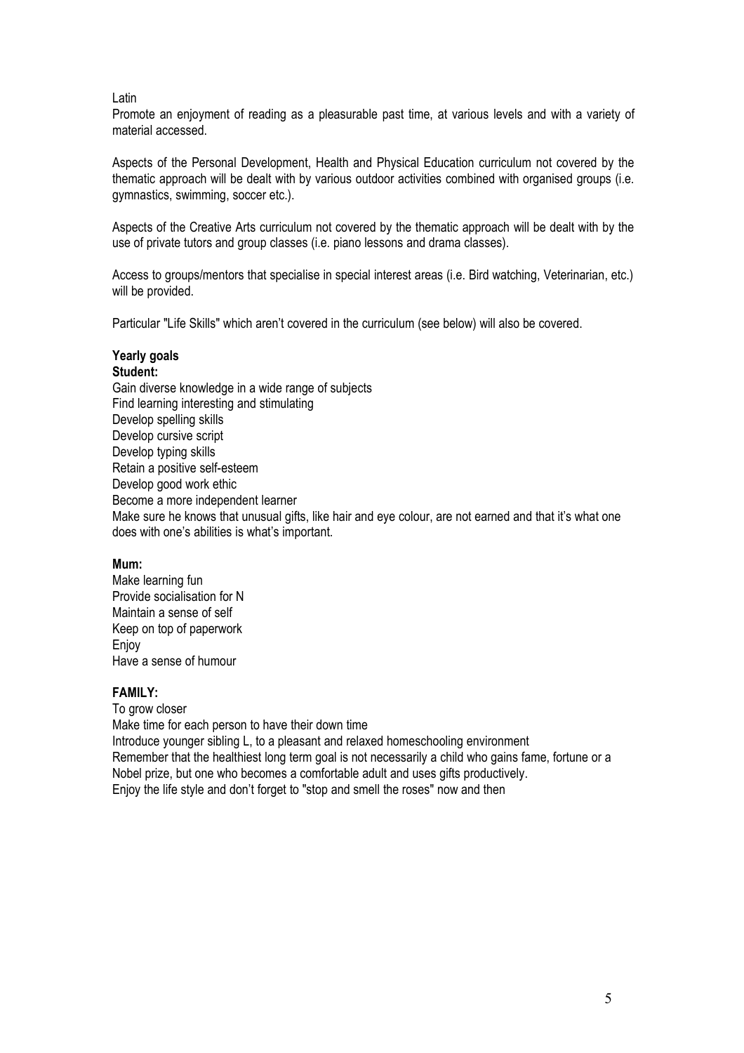Latin

Promote an enjoyment of reading as a pleasurable past time, at various levels and with a variety of material accessed.

Aspects of the Personal Development, Health and Physical Education curriculum not covered by the thematic approach will be dealt with by various outdoor activities combined with organised groups (i.e. gymnastics, swimming, soccer etc.).

Aspects of the Creative Arts curriculum not covered by the thematic approach will be dealt with by the use of private tutors and group classes (i.e. piano lessons and drama classes).

Access to groups/mentors that specialise in special interest areas (i.e. Bird watching, Veterinarian, etc.) will be provided.

Particular "Life Skills" which aren't covered in the curriculum (see below) will also be covered.

**Yearly goals**

**Student:**

Gain diverse knowledge in a wide range of subjects
Find learning interesting and stimulating
Develop spelling skills
Develop cursive script
Develop typing skills
Retain a positive self-esteem
Develop good work ethic
Become a more independent learner
Make sure he knows that unusual gifts, like hair and eye colour, are not earned and that it's what one does with one's abilities is what's important.

**Mum:**

Make learning fun
Provide socialisation for N
Maintain a sense of self
Keep on top of paperwork
Enjoy
Have a sense of humour

**FAMILY:**

To grow closer
Make time for each person to have their down time
Introduce younger sibling L, to a pleasant and relaxed homeschooling environment
Remember that the healthiest long term goal is not necessarily a child who gains fame, fortune or a Nobel prize, but one who becomes a comfortable adult and uses gifts productively.
Enjoy the life style and don't forget to "stop and smell the roses" now and then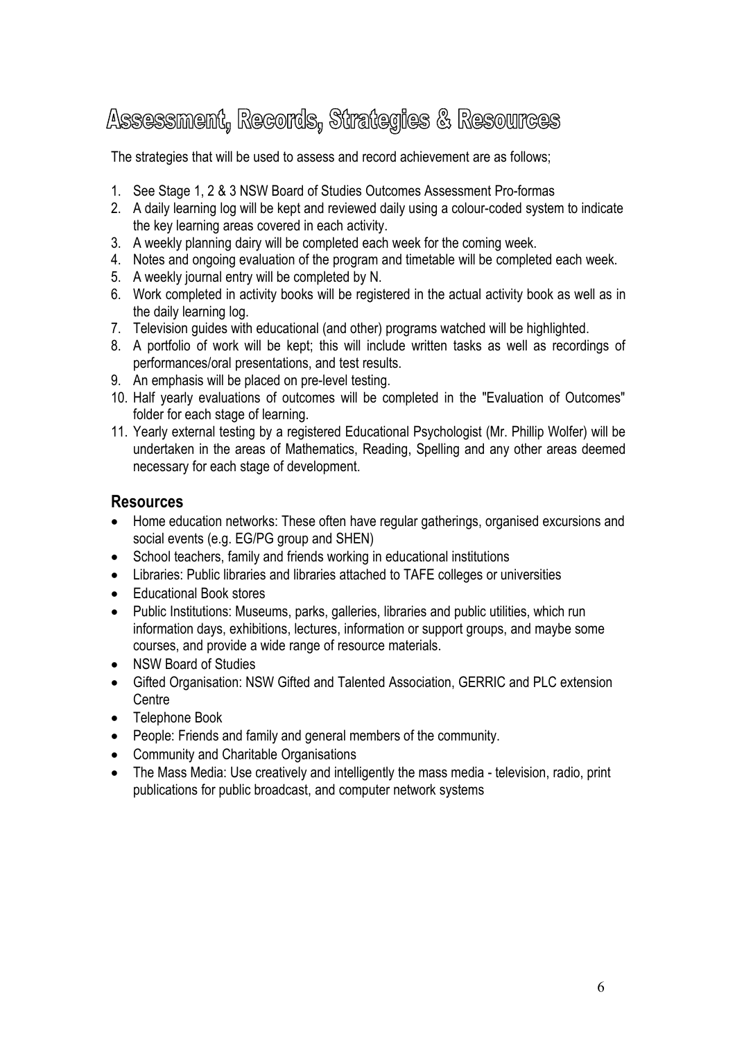# Assessment, Records, Strategies & Resources

The strategies that will be used to assess and record achievement are as follows;

1. See Stage 1, 2 & 3 NSW Board of Studies Outcomes Assessment Pro-formas
2. A daily learning log will be kept and reviewed daily using a colour-coded system to indicate the key learning areas covered in each activity.
3. A weekly planning dairy will be completed each week for the coming week.
4. Notes and ongoing evaluation of the program and timetable will be completed each week.
5. A weekly journal entry will be completed by N.
6. Work completed in activity books will be registered in the actual activity book as well as in the daily learning log.
7. Television guides with educational (and other) programs watched will be highlighted.
8. A portfolio of work will be kept; this will include written tasks as well as recordings of performances/oral presentations, and test results.
9. An emphasis will be placed on pre-level testing.
10. Half yearly evaluations of outcomes will be completed in the "Evaluation of Outcomes" folder for each stage of learning.
11. Yearly external testing by a registered Educational Psychologist (Mr. Phillip Wolfer) will be undertaken in the areas of Mathematics, Reading, Spelling and any other areas deemed necessary for each stage of development.

## Resources

- Home education networks: These often have regular gatherings, organised excursions and social events (e.g. EG/PG group and SHEN)
- School teachers, family and friends working in educational institutions
- Libraries: Public libraries and libraries attached to TAFE colleges or universities
- Educational Book stores
- Public Institutions: Museums, parks, galleries, libraries and public utilities, which run information days, exhibitions, lectures, information or support groups, and maybe some courses, and provide a wide range of resource materials.
- NSW Board of Studies
- Gifted Organisation: NSW Gifted and Talented Association, GERRIC and PLC extension Centre
- Telephone Book
- People: Friends and family and general members of the community.
- Community and Charitable Organisations
- The Mass Media: Use creatively and intelligently the mass media - television, radio, print publications for public broadcast, and computer network systems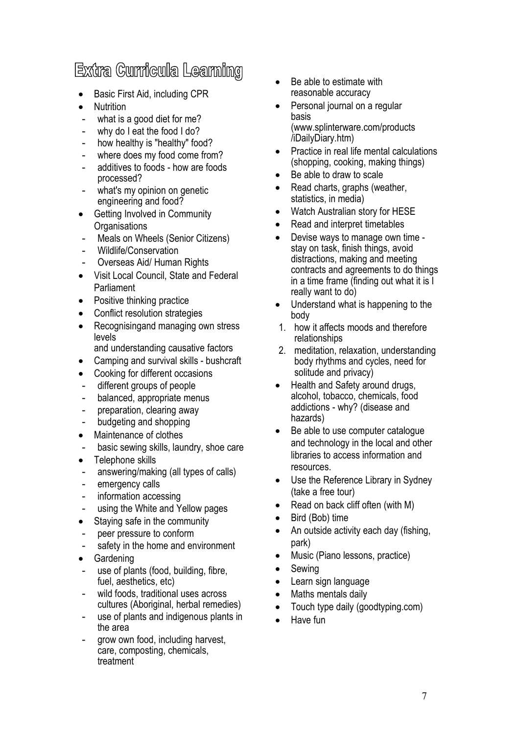# Extra Curricula Learning

- Basic First Aid, including CPR
- Nutrition
  - what is a good diet for me?
  - why do I eat the food I do?
  - how healthy is "healthy" food?
  - where does my food come from?
  - additives to foods - how are foods processed?
  - what's my opinion on genetic engineering and food?
- Getting Involved in Community Organisations
  - Meals on Wheels (Senior Citizens)
  - Wildlife/Conservation
  - Overseas Aid/ Human Rights
- Visit Local Council, State and Federal Parliament
- Positive thinking practice
- Conflict resolution strategies
- Recognisingand managing own stress levels
  and understanding causative factors
- Camping and survival skills - bushcraft
- Cooking for different occasions
  - different groups of people
  - balanced, appropriate menus
  - preparation, clearing away
  - budgeting and shopping
- Maintenance of clothes
  - basic sewing skills, laundry, shoe care
- Telephone skills
  - answering/making (all types of calls)
  - emergency calls
  - information accessing
  - using the White and Yellow pages
- Staying safe in the community
  - peer pressure to conform
  - safety in the home and environment
- Gardening
  - use of plants (food, building, fibre, fuel, aesthetics, etc)
  - wild foods, traditional uses across cultures (Aboriginal, herbal remedies)
  - use of plants and indigenous plants in the area
  - grow own food, including harvest, care, composting, chemicals, treatment
- Be able to estimate with reasonable accuracy
- Personal journal on a regular basis (www.splinterware.com/products/iDailyDiary.htm)
- Practice in real life mental calculations (shopping, cooking, making things)
- Be able to draw to scale
- Read charts, graphs (weather, statistics, in media)
- Watch Australian story for HESE
- Read and interpret timetables
- Devise ways to manage own time - stay on task, finish things, avoid distractions, making and meeting contracts and agreements to do things in a time frame (finding out what it is I really want to do)
- Understand what is happening to the body
  1. how it affects moods and therefore relationships
  2. meditation, relaxation, understanding body rhythms and cycles, need for solitude and privacy)
- Health and Safety around drugs, alcohol, tobacco, chemicals, food addictions - why? (disease and hazards)
- Be able to use computer catalogue and technology in the local and other libraries to access information and resources.
- Use the Reference Library in Sydney (take a free tour)
- Read on back cliff often (with M)
- Bird (Bob) time
- An outside activity each day (fishing, park)
- Music (Piano lessons, practice)
- Sewing
- Learn sign language
- Maths mentals daily
- Touch type daily (goodtyping.com)
- Have fun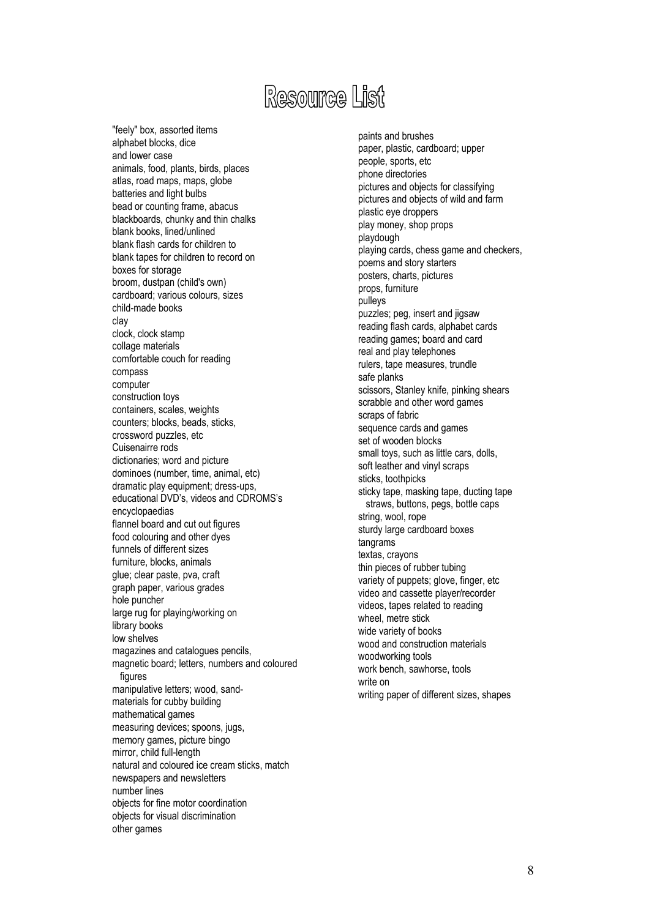# Resource List

"feely" box, assorted items
alphabet blocks, dice
and lower case
animals, food, plants, birds, places
atlas, road maps, maps, globe
batteries and light bulbs
bead or counting frame, abacus
blackboards, chunky and thin chalks
blank books, lined/unlined
blank flash cards for children to
blank tapes for children to record on
boxes for storage
broom, dustpan (child's own)
cardboard; various colours, sizes
child-made books
clay
clock, clock stamp
collage materials
comfortable couch for reading
compass
computer
construction toys
containers, scales, weights
counters; blocks, beads, sticks,
crossword puzzles, etc
Cuisenairre rods
dictionaries; word and picture
dominoes (number, time, animal, etc)
dramatic play equipment; dress-ups,
educational DVD's, videos and CDROMS's
encyclopaedias
flannel board and cut out figures
food colouring and other dyes
funnels of different sizes
furniture, blocks, animals
glue; clear paste, pva, craft
graph paper, various grades
hole puncher
large rug for playing/working on
library books
low shelves
magazines and catalogues pencils,
magnetic board; letters, numbers and coloured
figures
manipulative letters; wood, sand-
materials for cubby building
mathematical games
measuring devices; spoons, jugs,
memory games, picture bingo
mirror, child full-length
natural and coloured ice cream sticks, match
newspapers and newsletters
number lines
objects for fine motor coordination
objects for visual discrimination
other games
paints and brushes
paper, plastic, cardboard; upper
people, sports, etc
phone directories
pictures and objects for classifying
pictures and objects of wild and farm
plastic eye droppers
play money, shop props
playdough
playing cards, chess game and checkers,
poems and story starters
posters, charts, pictures
props, furniture
pulleys
puzzles; peg, insert and jigsaw
reading flash cards, alphabet cards
reading games; board and card
real and play telephones
rulers, tape measures, trundle
safe planks
scissors, Stanley knife, pinking shears
scrabble and other word games
scraps of fabric
sequence cards and games
set of wooden blocks
small toys, such as little cars, dolls,
soft leather and vinyl scraps
sticks, toothpicks
sticky tape, masking tape, ducting tape
straws, buttons, pegs, bottle caps
string, wool, rope
sturdy large cardboard boxes
tangrams
textas, crayons
thin pieces of rubber tubing
variety of puppets; glove, finger, etc
video and cassette player/recorder
videos, tapes related to reading
wheel, metre stick
wide variety of books
wood and construction materials
woodworking tools
work bench, sawhorse, tools
write on
writing paper of different sizes, shapes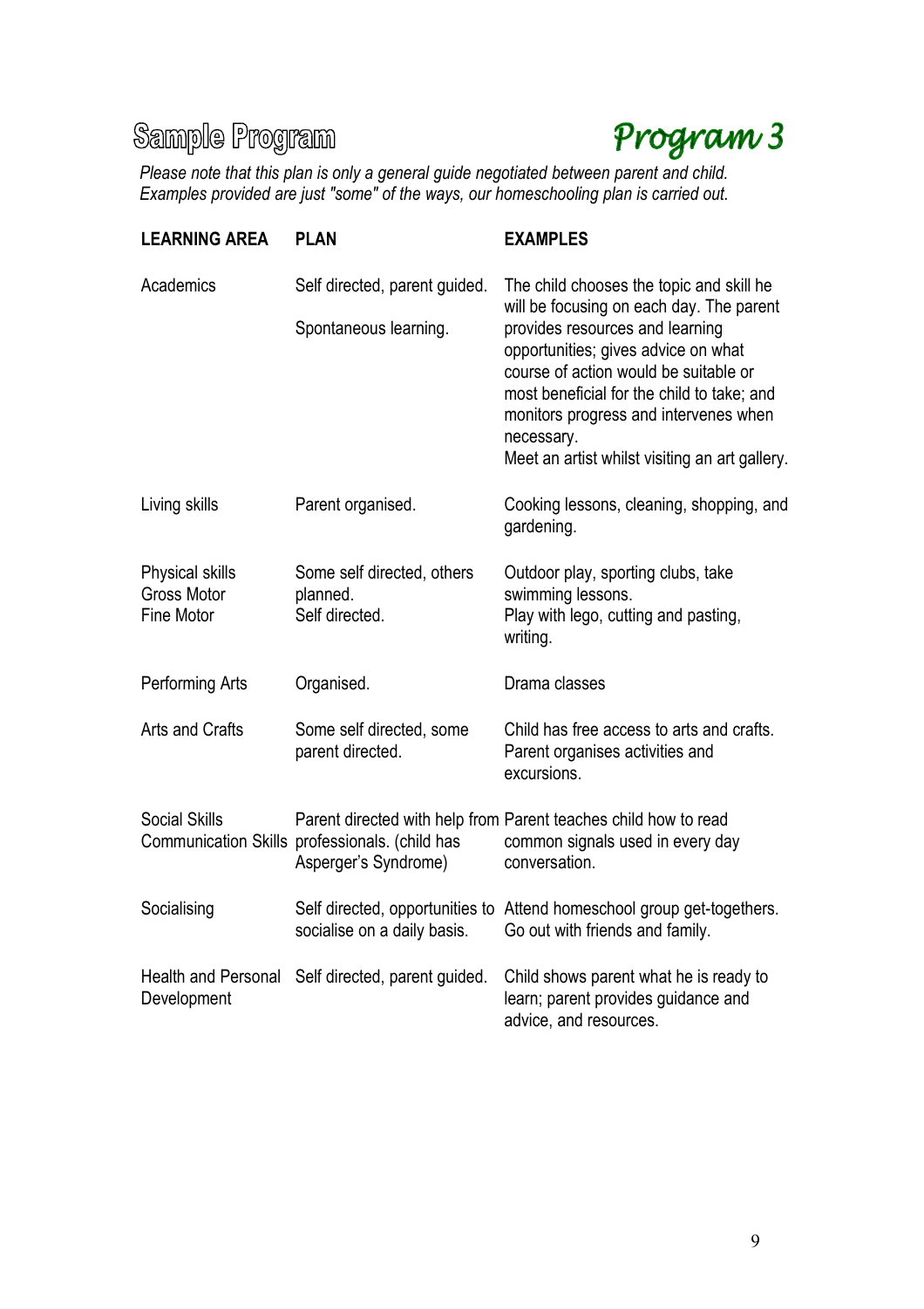# Sample Program

## *Program 3*

*Please note that this plan is only a general guide negotiated between parent and child. Examples provided are just "some" of the ways, our homeschooling plan is carried out.*

| LEARNING AREA | PLAN | EXAMPLES |
|---|---|---|
| Academics | Self directed, parent guided.<br><br>Spontaneous learning. | The child chooses the topic and skill he will be focusing on each day. The parent provides resources and learning opportunities; gives advice on what course of action would be suitable or most beneficial for the child to take; and monitors progress and intervenes when necessary.<br>Meet an artist whilst visiting an art gallery. |
| Living skills | Parent organised. | Cooking lessons, cleaning, shopping, and gardening. |
| Physical skills<br>Gross Motor<br>Fine Motor | Some self directed, others planned.<br>Self directed. | Outdoor play, sporting clubs, take swimming lessons.<br>Play with lego, cutting and pasting, writing. |
| Performing Arts | Organised. | Drama classes |
| Arts and Crafts | Some self directed, some parent directed. | Child has free access to arts and crafts. Parent organises activities and excursions. |
| Social Skills<br>Communication Skills | Parent directed with help from professionals. (child has Asperger's Syndrome) | Parent teaches child how to read common signals used in every day conversation. |
| Socialising | Self directed, opportunities to socialise on a daily basis. | Attend homeschool group get-togethers. Go out with friends and family. |
| Health and Personal Development | Self directed, parent guided. | Child shows parent what he is ready to learn; parent provides guidance and advice, and resources. |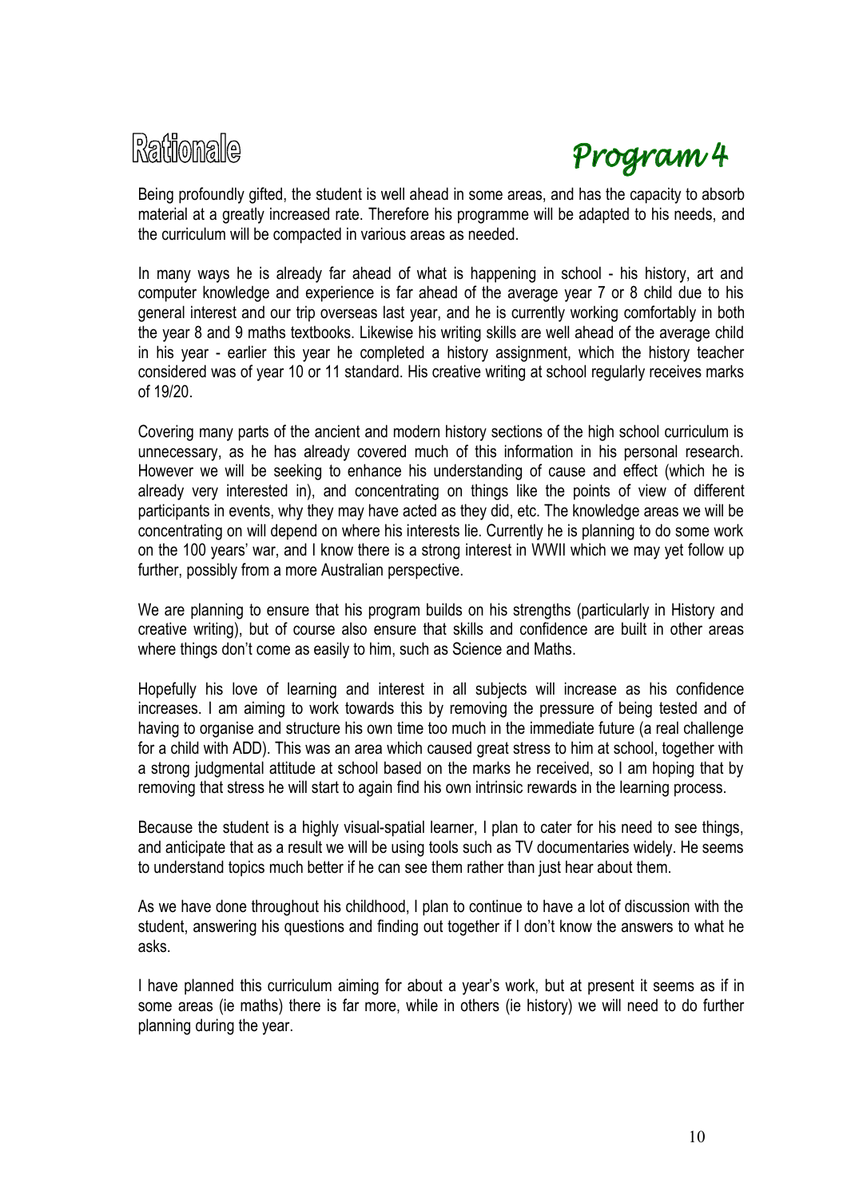# Rationale

## *Program 4*

Being profoundly gifted, the student is well ahead in some areas, and has the capacity to absorb material at a greatly increased rate. Therefore his programme will be adapted to his needs, and the curriculum will be compacted in various areas as needed.

In many ways he is already far ahead of what is happening in school - his history, art and computer knowledge and experience is far ahead of the average year 7 or 8 child due to his general interest and our trip overseas last year, and he is currently working comfortably in both the year 8 and 9 maths textbooks. Likewise his writing skills are well ahead of the average child in his year - earlier this year he completed a history assignment, which the history teacher considered was of year 10 or 11 standard. His creative writing at school regularly receives marks of 19/20.

Covering many parts of the ancient and modern history sections of the high school curriculum is unnecessary, as he has already covered much of this information in his personal research. However we will be seeking to enhance his understanding of cause and effect (which he is already very interested in), and concentrating on things like the points of view of different participants in events, why they may have acted as they did, etc. The knowledge areas we will be concentrating on will depend on where his interests lie. Currently he is planning to do some work on the 100 years' war, and I know there is a strong interest in WWII which we may yet follow up further, possibly from a more Australian perspective.

We are planning to ensure that his program builds on his strengths (particularly in History and creative writing), but of course also ensure that skills and confidence are built in other areas where things don't come as easily to him, such as Science and Maths.

Hopefully his love of learning and interest in all subjects will increase as his confidence increases. I am aiming to work towards this by removing the pressure of being tested and of having to organise and structure his own time too much in the immediate future (a real challenge for a child with ADD). This was an area which caused great stress to him at school, together with a strong judgmental attitude at school based on the marks he received, so I am hoping that by removing that stress he will start to again find his own intrinsic rewards in the learning process.

Because the student is a highly visual-spatial learner, I plan to cater for his need to see things, and anticipate that as a result we will be using tools such as TV documentaries widely. He seems to understand topics much better if he can see them rather than just hear about them.

As we have done throughout his childhood, I plan to continue to have a lot of discussion with the student, answering his questions and finding out together if I don't know the answers to what he asks.

I have planned this curriculum aiming for about a year's work, but at present it seems as if in some areas (ie maths) there is far more, while in others (ie history) we will need to do further planning during the year.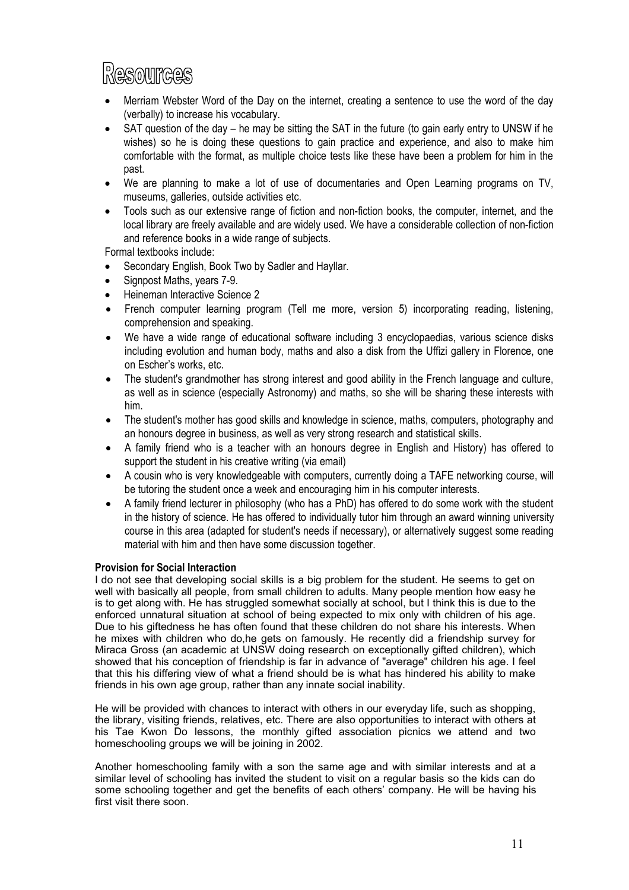# Resources

- Merriam Webster Word of the Day on the internet, creating a sentence to use the word of the day (verbally) to increase his vocabulary.
- SAT question of the day – he may be sitting the SAT in the future (to gain early entry to UNSW if he wishes) so he is doing these questions to gain practice and experience, and also to make him comfortable with the format, as multiple choice tests like these have been a problem for him in the past.
- We are planning to make a lot of use of documentaries and Open Learning programs on TV, museums, galleries, outside activities etc.
- Tools such as our extensive range of fiction and non-fiction books, the computer, internet, and the local library are freely available and are widely used. We have a considerable collection of non-fiction and reference books in a wide range of subjects.

Formal textbooks include:

- Secondary English, Book Two by Sadler and Hayllar.
- Signpost Maths, years 7-9.
- Heineman Interactive Science 2
- French computer learning program (Tell me more, version 5) incorporating reading, listening, comprehension and speaking.
- We have a wide range of educational software including 3 encyclopaedias, various science disks including evolution and human body, maths and also a disk from the Uffizi gallery in Florence, one on Escher's works, etc.
- The student's grandmother has strong interest and good ability in the French language and culture, as well as in science (especially Astronomy) and maths, so she will be sharing these interests with him.
- The student's mother has good skills and knowledge in science, maths, computers, photography and an honours degree in business, as well as very strong research and statistical skills.
- A family friend who is a teacher with an honours degree in English and History) has offered to support the student in his creative writing (via email)
- A cousin who is very knowledgeable with computers, currently doing a TAFE networking course, will be tutoring the student once a week and encouraging him in his computer interests.
- A family friend lecturer in philosophy (who has a PhD) has offered to do some work with the student in the history of science. He has offered to individually tutor him through an award winning university course in this area (adapted for student's needs if necessary), or alternatively suggest some reading material with him and then have some discussion together.

**Provision for Social Interaction**

I do not see that developing social skills is a big problem for the student. He seems to get on well with basically all people, from small children to adults. Many people mention how easy he is to get along with. He has struggled somewhat socially at school, but I think this is due to the enforced unnatural situation at school of being expected to mix only with children of his age. Due to his giftedness he has often found that these children do not share his interests. When he mixes with children who do,he gets on famously. He recently did a friendship survey for Miraca Gross (an academic at UNSW doing research on exceptionally gifted children), which showed that his conception of friendship is far in advance of "average" children his age. I feel that this his differing view of what a friend should be is what has hindered his ability to make friends in his own age group, rather than any innate social inability.

He will be provided with chances to interact with others in our everyday life, such as shopping, the library, visiting friends, relatives, etc. There are also opportunities to interact with others at his Tae Kwon Do lessons, the monthly gifted association picnics we attend and two homeschooling groups we will be joining in 2002.

Another homeschooling family with a son the same age and with similar interests and at a similar level of schooling has invited the student to visit on a regular basis so the kids can do some schooling together and get the benefits of each others' company. He will be having his first visit there soon.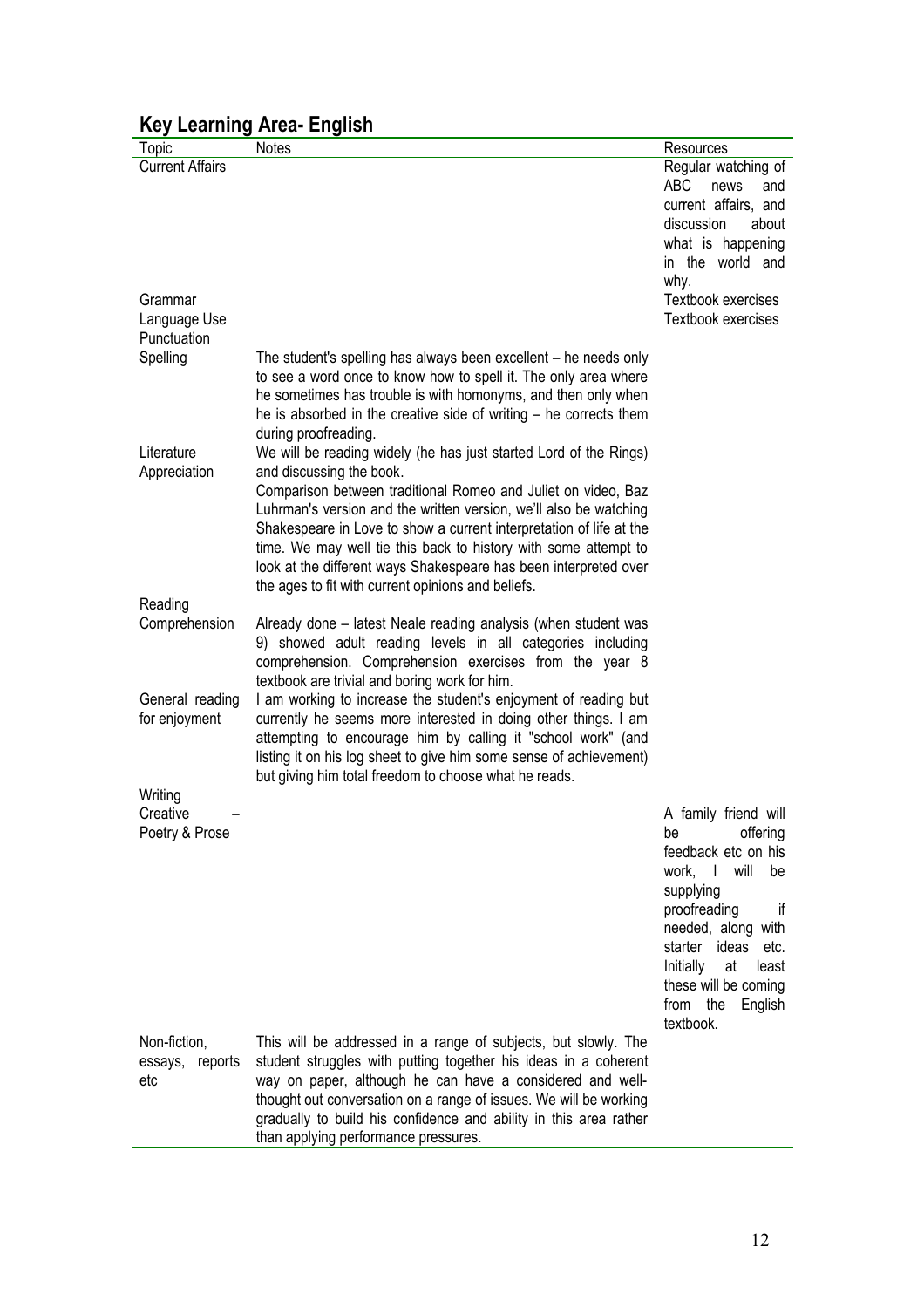## Key Learning Area- English

| Topic | Notes | Resources |
|---|---|---|
| Current Affairs | | Regular watching of ABC news and current affairs, and discussion about what is happening in the world and why. |
| Grammar | | Textbook exercises |
| Language Use | | Textbook exercises |
| Punctuation | | |
| Spelling | The student's spelling has always been excellent – he needs only to see a word once to know how to spell it. The only area where he sometimes has trouble is with homonyms, and then only when he is absorbed in the creative side of writing – he corrects them during proofreading. | |
| Literature Appreciation | We will be reading widely (he has just started Lord of the Rings) and discussing the book. Comparison between traditional Romeo and Juliet on video, Baz Luhrman's version and the written version, we'll also be watching Shakespeare in Love to show a current interpretation of life at the time. We may well tie this back to history with some attempt to look at the different ways Shakespeare has been interpreted over the ages to fit with current opinions and beliefs. | |
| Reading | | |
| Comprehension | Already done – latest Neale reading analysis (when student was 9) showed adult reading levels in all categories including comprehension. Comprehension exercises from the year 8 textbook are trivial and boring work for him. | |
| General reading for enjoyment | I am working to increase the student's enjoyment of reading but currently he seems more interested in doing other things. I am attempting to encourage him by calling it "school work" (and listing it on his log sheet to give him some sense of achievement) but giving him total freedom to choose what he reads. | |
| Writing | | |
| Creative – Poetry & Prose | | A family friend will be offering feedback etc on his work, I will be supplying proofreading if needed, along with starter ideas etc. Initially at least these will be coming from the English textbook. |
| Non-fiction, essays, reports etc | This will be addressed in a range of subjects, but slowly. The student struggles with putting together his ideas in a coherent way on paper, although he can have a considered and well-thought out conversation on a range of issues. We will be working gradually to build his confidence and ability in this area rather than applying performance pressures. | |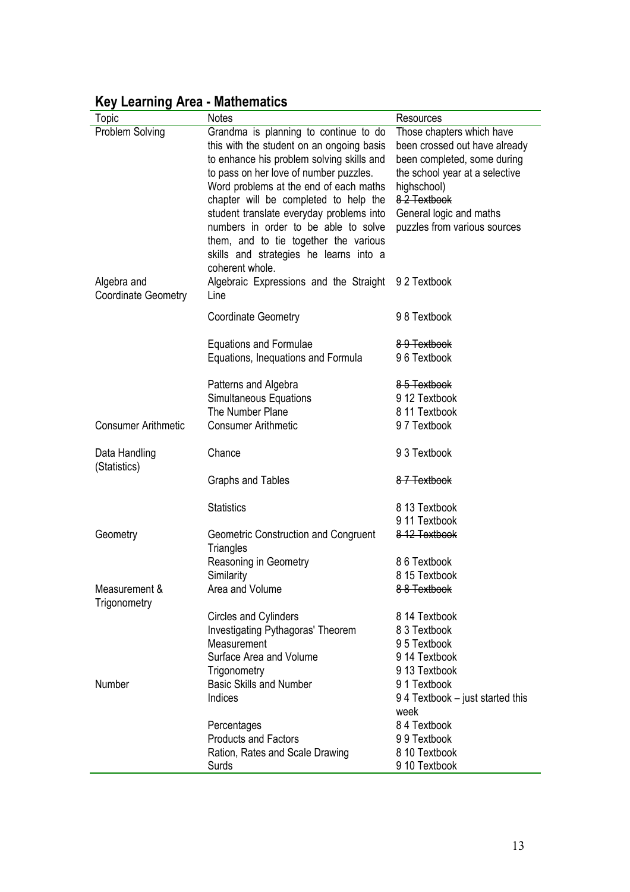## Key Learning Area - Mathematics

| Topic | Notes | Resources |
|---|---|---|
| Problem Solving | Grandma is planning to continue to do this with the student on an ongoing basis to enhance his problem solving skills and to pass on her love of number puzzles. Word problems at the end of each maths chapter will be completed to help the student translate everyday problems into numbers in order to be able to solve them, and to tie together the various skills and strategies he learns into a coherent whole. | Those chapters which have been crossed out have already been completed, some during the school year at a selective highschool) ~~8 2 Textbook~~ General logic and maths puzzles from various sources |
| Algebra and Coordinate Geometry | Algebraic Expressions and the Straight Line | 9 2 Textbook |
| | Coordinate Geometry | 9 8 Textbook |
| | Equations and Formulae | ~~8 9 Textbook~~ |
| | Equations, Inequations and Formula | 9 6 Textbook |
| | Patterns and Algebra | ~~8 5 Textbook~~ |
| | Simultaneous Equations | 9 12 Textbook |
| | The Number Plane | 8 11 Textbook |
| Consumer Arithmetic | Consumer Arithmetic | 9 7 Textbook |
| Data Handling (Statistics) | Chance | 9 3 Textbook |
| | Graphs and Tables | ~~8 7 Textbook~~ |
| | Statistics | 8 13 Textbook<br>9 11 Textbook |
| Geometry | Geometric Construction and Congruent Triangles | ~~8 12 Textbook~~ |
| | Reasoning in Geometry | 8 6 Textbook |
| | Similarity | 8 15 Textbook |
| Measurement & Trigonometry | Area and Volume | ~~8 8 Textbook~~ |
| | Circles and Cylinders | 8 14 Textbook |
| | Investigating Pythagoras' Theorem | 8 3 Textbook |
| | Measurement | 9 5 Textbook |
| | Surface Area and Volume | 9 14 Textbook |
| | Trigonometry | 9 13 Textbook |
| Number | Basic Skills and Number | 9 1 Textbook |
| | Indices | 9 4 Textbook – just started this week |
| | Percentages | 8 4 Textbook |
| | Products and Factors | 9 9 Textbook |
| | Ration, Rates and Scale Drawing | 8 10 Textbook |
| | Surds | 9 10 Textbook |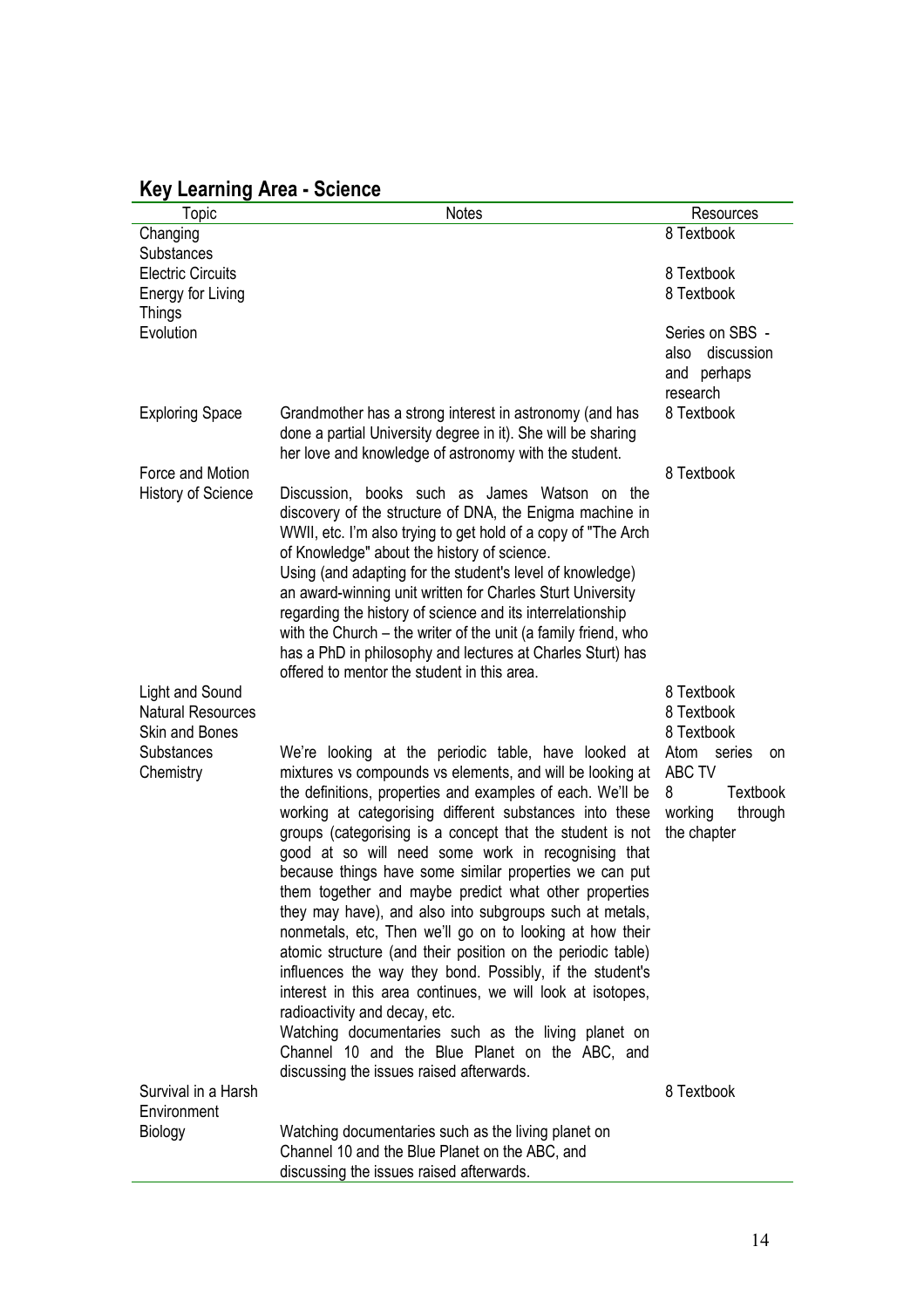## Key Learning Area - Science

| Topic | Notes | Resources |
|---|---|---|
| Changing Substances | | 8 Textbook |
| Electric Circuits | | 8 Textbook |
| Energy for Living Things | | 8 Textbook |
| Evolution | | Series on SBS - also discussion and perhaps research |
| Exploring Space | Grandmother has a strong interest in astronomy (and has done a partial University degree in it). She will be sharing her love and knowledge of astronomy with the student. | 8 Textbook |
| Force and Motion | | 8 Textbook |
| History of Science | Discussion, books such as James Watson on the discovery of the structure of DNA, the Enigma machine in WWII, etc. I'm also trying to get hold of a copy of "The Arch of Knowledge" about the history of science.<br>Using (and adapting for the student's level of knowledge) an award-winning unit written for Charles Sturt University regarding the history of science and its interrelationship with the Church – the writer of the unit (a family friend, who has a PhD in philosophy and lectures at Charles Sturt) has offered to mentor the student in this area. | |
| Light and Sound | | 8 Textbook |
| Natural Resources | | 8 Textbook |
| Skin and Bones | | 8 Textbook |
| Substances Chemistry | We're looking at the periodic table, have looked at mixtures vs compounds vs elements, and will be looking at the definitions, properties and examples of each. We'll be working at categorising different substances into these groups (categorising is a concept that the student is not good at so will need some work in recognising that because things have some similar properties we can put them together and maybe predict what other properties they may have), and also into subgroups such at metals, nonmetals, etc, Then we'll go on to looking at how their atomic structure (and their position on the periodic table) influences the way they bond. Possibly, if the student's interest in this area continues, we will look at isotopes, radioactivity and decay, etc.<br>Watching documentaries such as the living planet on Channel 10 and the Blue Planet on the ABC, and discussing the issues raised afterwards. | Atom series on ABC TV<br>8 Textbook working through the chapter |
| Survival in a Harsh Environment | | 8 Textbook |
| Biology | Watching documentaries such as the living planet on Channel 10 and the Blue Planet on the ABC, and discussing the issues raised afterwards. | |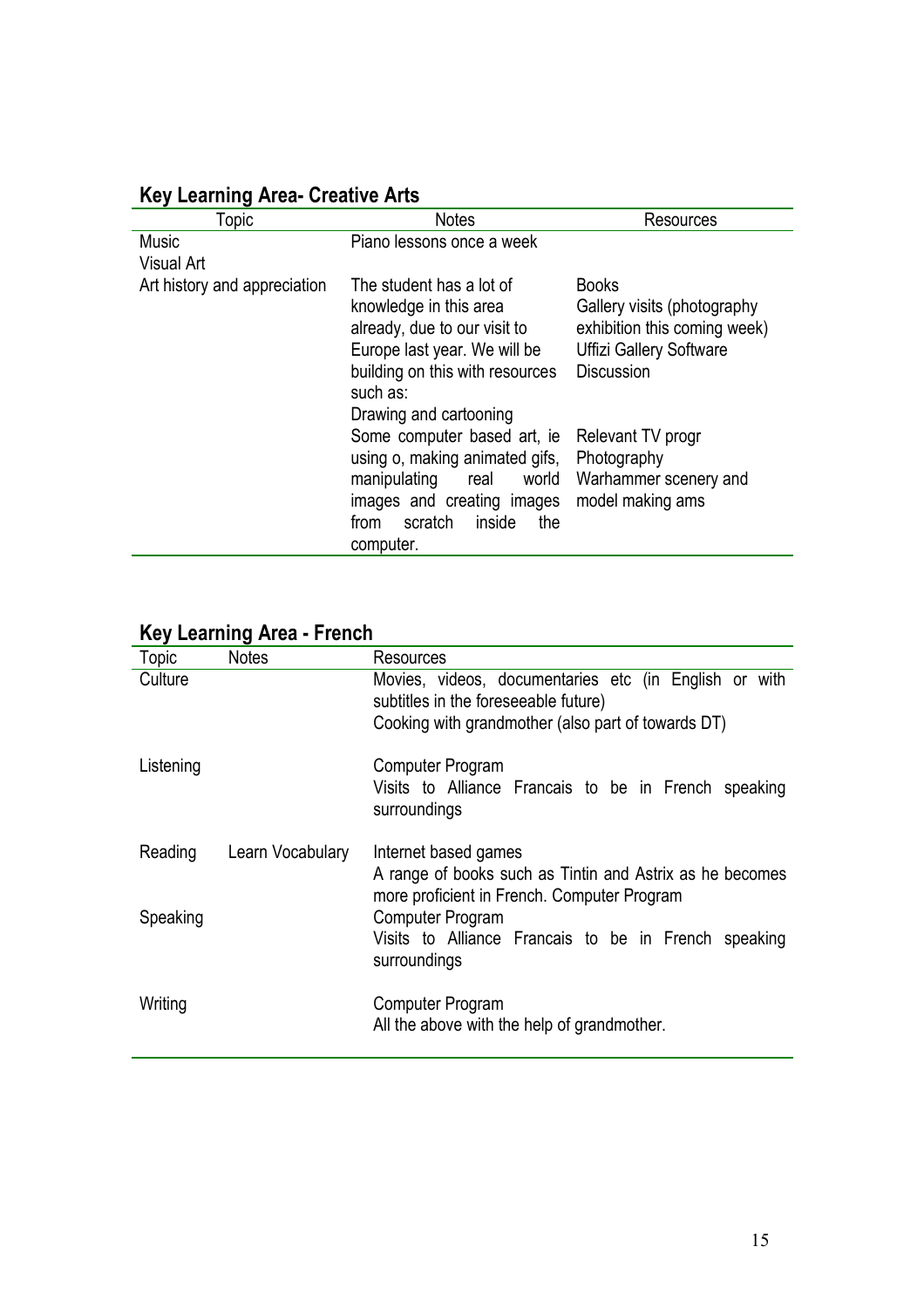## Key Learning Area- Creative Arts

| Topic | Notes | Resources |
|---|---|---|
| Music | Piano lessons once a week | |
| Visual Art | | |
| Art history and appreciation | The student has a lot of knowledge in this area already, due to our visit to Europe last year. We will be building on this with resources such as:<br>Drawing and cartooning<br>Some computer based art, ie using o, making animated gifs, manipulating real world images and creating images from scratch inside the computer. | Books<br>Gallery visits (photography exhibition this coming week)<br>Uffizi Gallery Software<br>Discussion<br><br>Relevant TV progr<br>Photography<br>Warhammer scenery and model making ams |

## Key Learning Area - French

| Topic | Notes | Resources |
|---|---|---|
| Culture | | Movies, videos, documentaries etc (in English or with subtitles in the foreseeable future)<br>Cooking with grandmother (also part of towards DT) |
| Listening | | Computer Program<br>Visits to Alliance Francais to be in French speaking surroundings |
| Reading | Learn Vocabulary | Internet based games<br>A range of books such as Tintin and Astrix as he becomes more proficient in French. Computer Program |
| Speaking | | Computer Program<br>Visits to Alliance Francais to be in French speaking surroundings |
| Writing | | Computer Program<br>All the above with the help of grandmother. |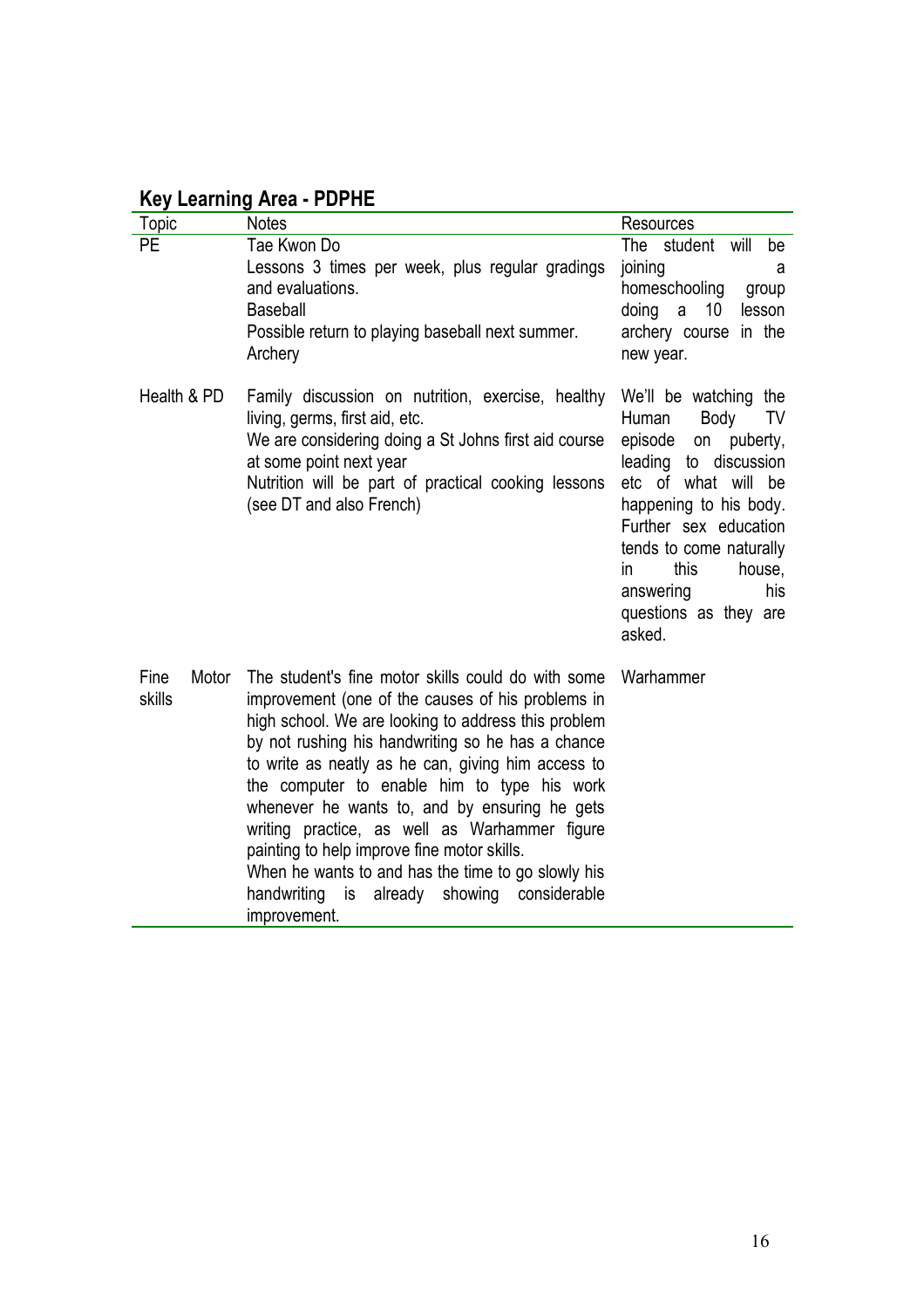## Key Learning Area - PDPHE

| Topic | Notes | Resources |
|---|---|---|
| PE | Tae Kwon Do<br>Lessons 3 times per week, plus regular gradings and evaluations.<br>Baseball<br>Possible return to playing baseball next summer.<br>Archery | The student will be joining a homeschooling group doing a 10 lesson archery course in the new year. |
| Health & PD | Family discussion on nutrition, exercise, healthy living, germs, first aid, etc.<br>We are considering doing a St Johns first aid course at some point next year<br>Nutrition will be part of practical cooking lessons (see DT and also French) | We'll be watching the Human Body TV episode on puberty, leading to discussion etc of what will be happening to his body. Further sex education tends to come naturally in this house, answering his questions as they are asked. |
| Fine Motor skills | The student's fine motor skills could do with some improvement (one of the causes of his problems in high school. We are looking to address this problem by not rushing his handwriting so he has a chance to write as neatly as he can, giving him access to the computer to enable him to type his work whenever he wants to, and by ensuring he gets writing practice, as well as Warhammer figure painting to help improve fine motor skills.<br>When he wants to and has the time to go slowly his handwriting is already showing considerable improvement. | Warhammer |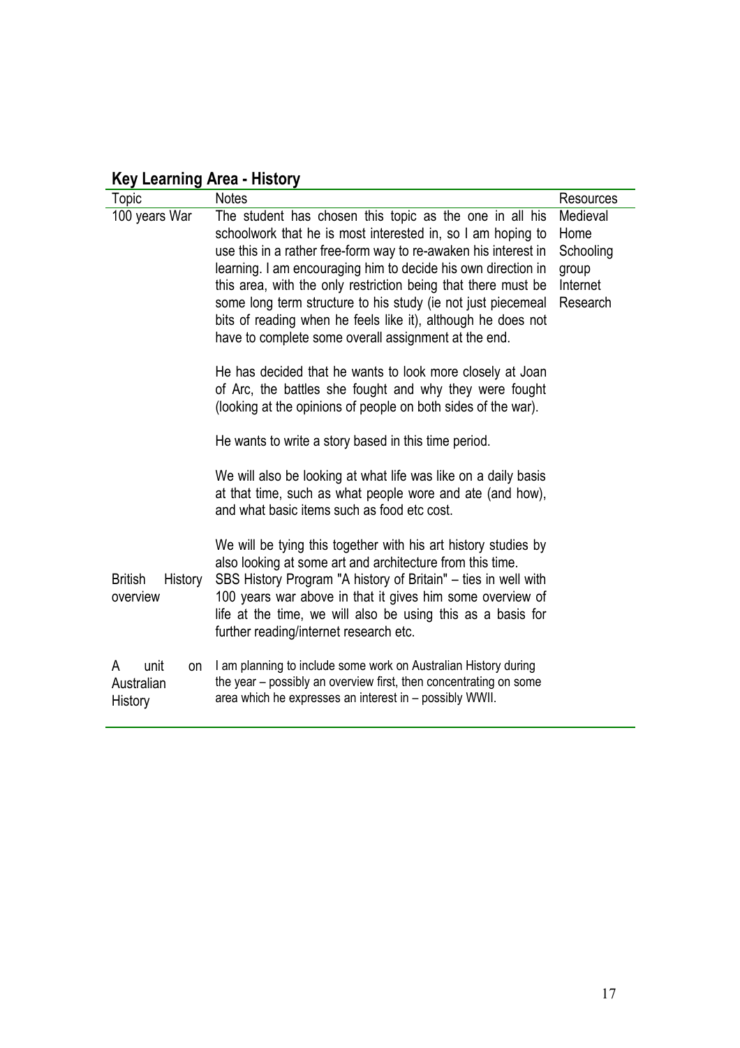## Key Learning Area - History

| Topic | Notes | Resources |
| --- | --- | --- |
| 100 years War | The student has chosen this topic as the one in all his schoolwork that he is most interested in, so I am hoping to use this in a rather free-form way to re-awaken his interest in learning. I am encouraging him to decide his own direction in this area, with the only restriction being that there must be some long term structure to his study (ie not just piecemeal bits of reading when he feels like it), although he does not have to complete some overall assignment at the end.<br><br>He has decided that he wants to look more closely at Joan of Arc, the battles she fought and why they were fought (looking at the opinions of people on both sides of the war).<br><br>He wants to write a story based in this time period.<br><br>We will also be looking at what life was like on a daily basis at that time, such as what people wore and ate (and how), and what basic items such as food etc cost.<br><br>We will be tying this together with his art history studies by also looking at some art and architecture from this time. | Medieval Home Schooling group<br>Internet Research |
| British History overview | SBS History Program "A history of Britain" – ties in well with 100 years war above in that it gives him some overview of life at the time, we will also be using this as a basis for further reading/internet research etc. | |
| A unit on Australian History | I am planning to include some work on Australian History during the year – possibly an overview first, then concentrating on some area which he expresses an interest in – possibly WWII. | |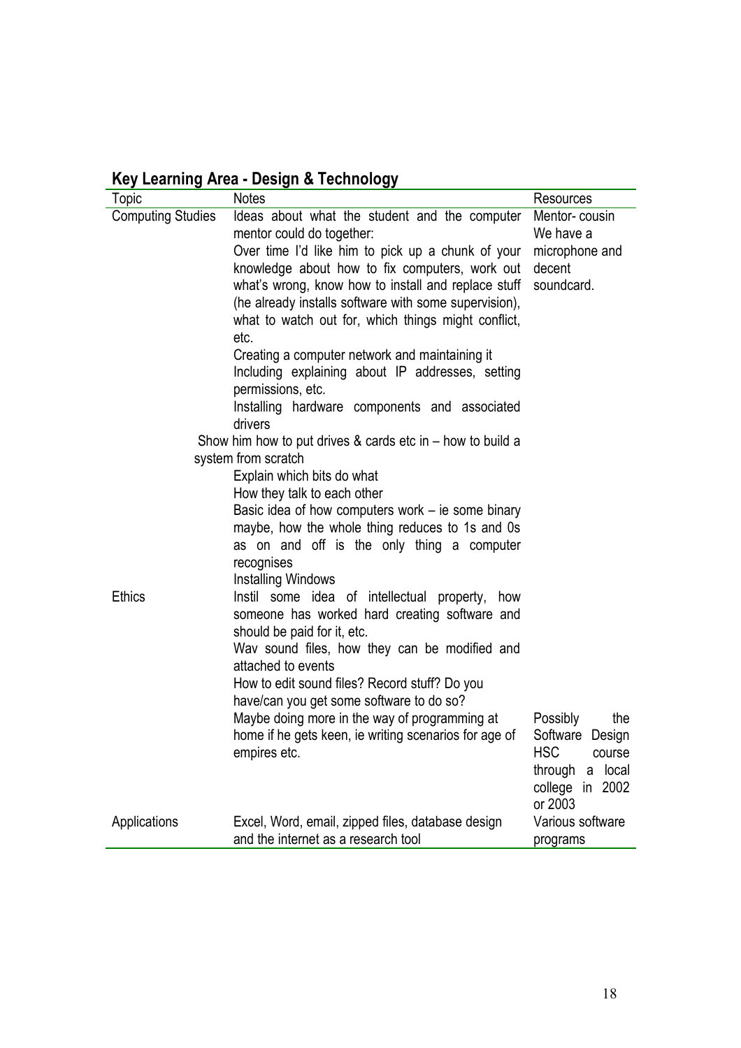## Key Learning Area - Design & Technology

| Topic | Notes | Resources |
|---|---|---|
| Computing Studies | Ideas about what the student and the computer mentor could do together:<br>Over time I'd like him to pick up a chunk of your knowledge about how to fix computers, work out what's wrong, know how to install and replace stuff (he already installs software with some supervision), what to watch out for, which things might conflict, etc.<br>Creating a computer network and maintaining it<br>Including explaining about IP addresses, setting permissions, etc.<br>Installing hardware components and associated drivers<br>Show him how to put drives & cards etc in – how to build a system from scratch<br>Explain which bits do what<br>How they talk to each other<br>Basic idea of how computers work – ie some binary maybe, how the whole thing reduces to 1s and 0s as on and off is the only thing a computer recognises<br>Installing Windows | Mentor- cousin<br>We have a microphone and decent soundcard. |
| Ethics | Instil some idea of intellectual property, how someone has worked hard creating software and should be paid for it, etc.<br>Wav sound files, how they can be modified and attached to events<br>How to edit sound files? Record stuff? Do you have/can you get some software to do so?<br>Maybe doing more in the way of programming at home if he gets keen, ie writing scenarios for age of empires etc. | Possibly the Software Design HSC course through a local college in 2002 or 2003 |
| Applications | Excel, Word, email, zipped files, database design and the internet as a research tool | Various software programs |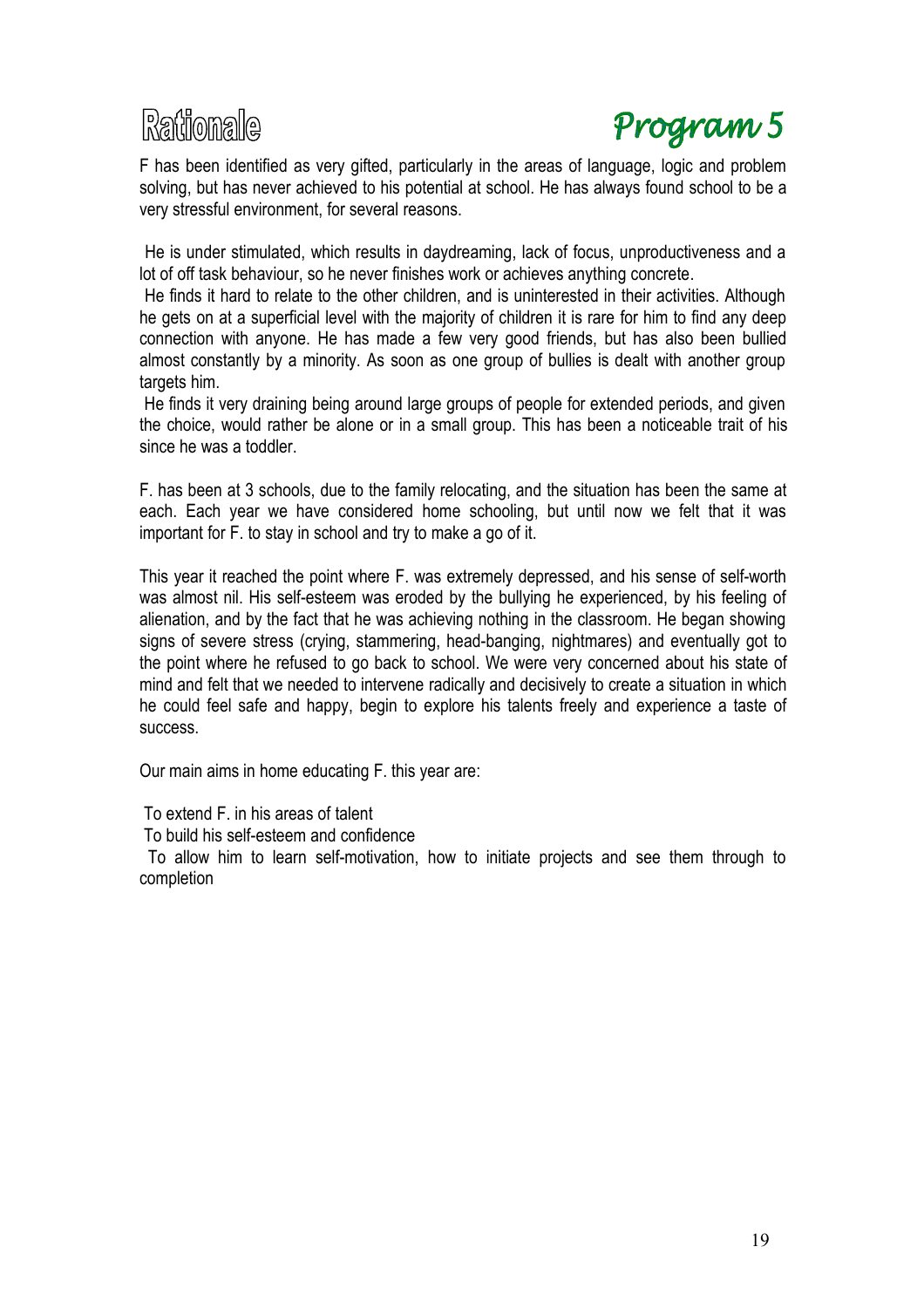# Rationale

## Program 5

F has been identified as very gifted, particularly in the areas of language, logic and problem solving, but has never achieved to his potential at school. He has always found school to be a very stressful environment, for several reasons.

- He is under stimulated, which results in daydreaming, lack of focus, unproductiveness and a lot of off task behaviour, so he never finishes work or achieves anything concrete.
- He finds it hard to relate to the other children, and is uninterested in their activities. Although he gets on at a superficial level with the majority of children it is rare for him to find any deep connection with anyone. He has made a few very good friends, but has also been bullied almost constantly by a minority. As soon as one group of bullies is dealt with another group targets him.
- He finds it very draining being around large groups of people for extended periods, and given the choice, would rather be alone or in a small group. This has been a noticeable trait of his since he was a toddler.

F. has been at 3 schools, due to the family relocating, and the situation has been the same at each. Each year we have considered home schooling, but until now we felt that it was important for F. to stay in school and try to make a go of it.

This year it reached the point where F. was extremely depressed, and his sense of self-worth was almost nil. His self-esteem was eroded by the bullying he experienced, by his feeling of alienation, and by the fact that he was achieving nothing in the classroom. He began showing signs of severe stress (crying, stammering, head-banging, nightmares) and eventually got to the point where he refused to go back to school. We were very concerned about his state of mind and felt that we needed to intervene radically and decisively to create a situation in which he could feel safe and happy, begin to explore his talents freely and experience a taste of success.

Our main aims in home educating F. this year are:

- To extend F. in his areas of talent
- To build his self-esteem and confidence
- To allow him to learn self-motivation, how to initiate projects and see them through to completion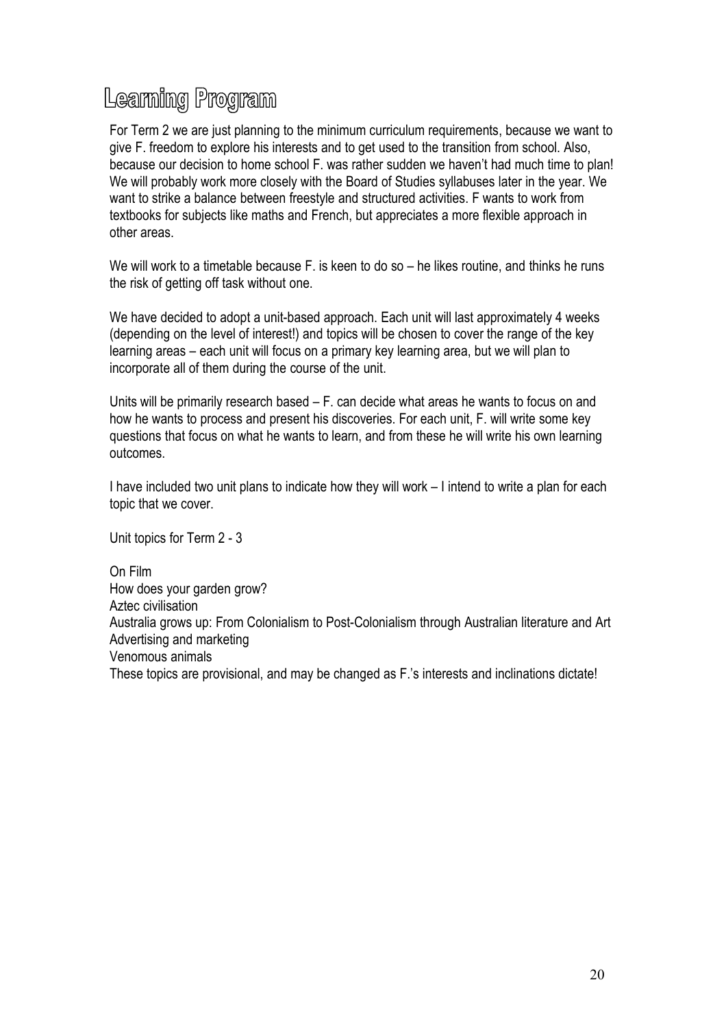# Learning Program

For Term 2 we are just planning to the minimum curriculum requirements, because we want to give F. freedom to explore his interests and to get used to the transition from school. Also, because our decision to home school F. was rather sudden we haven't had much time to plan! We will probably work more closely with the Board of Studies syllabuses later in the year. We want to strike a balance between freestyle and structured activities. F wants to work from textbooks for subjects like maths and French, but appreciates a more flexible approach in other areas.

We will work to a timetable because F. is keen to do so – he likes routine, and thinks he runs the risk of getting off task without one.

We have decided to adopt a unit-based approach. Each unit will last approximately 4 weeks (depending on the level of interest!) and topics will be chosen to cover the range of the key learning areas – each unit will focus on a primary key learning area, but we will plan to incorporate all of them during the course of the unit.

Units will be primarily research based – F. can decide what areas he wants to focus on and how he wants to process and present his discoveries. For each unit, F. will write some key questions that focus on what he wants to learn, and from these he will write his own learning outcomes.

I have included two unit plans to indicate how they will work – I intend to write a plan for each topic that we cover.

Unit topics for Term 2 - 3

On Film
How does your garden grow?
Aztec civilisation
Australia grows up: From Colonialism to Post-Colonialism through Australian literature and Art
Advertising and marketing
Venomous animals
These topics are provisional, and may be changed as F.'s interests and inclinations dictate!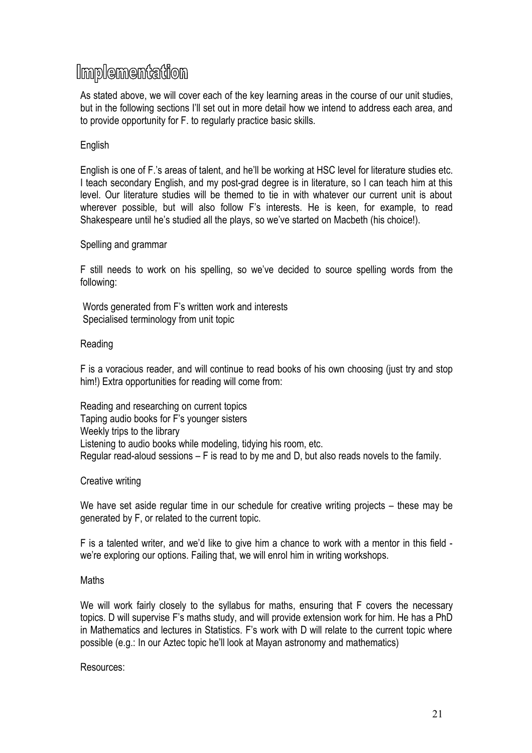# Implementation

As stated above, we will cover each of the key learning areas in the course of our unit studies, but in the following sections I'll set out in more detail how we intend to address each area, and to provide opportunity for F. to regularly practice basic skills.

## English

English is one of F.'s areas of talent, and he'll be working at HSC level for literature studies etc. I teach secondary English, and my post-grad degree is in literature, so I can teach him at this level. Our literature studies will be themed to tie in with whatever our current unit is about wherever possible, but will also follow F's interests. He is keen, for example, to read Shakespeare until he's studied all the plays, so we've started on Macbeth (his choice!).

## Spelling and grammar

F still needs to work on his spelling, so we've decided to source spelling words from the following:

- Words generated from F's written work and interests
- Specialised terminology from unit topic

## Reading

F is a voracious reader, and will continue to read books of his own choosing (just try and stop him!) Extra opportunities for reading will come from:

- Reading and researching on current topics
- Taping audio books for F's younger sisters
- Weekly trips to the library
- Listening to audio books while modeling, tidying his room, etc.
- Regular read-aloud sessions – F is read to by me and D, but also reads novels to the family.

## Creative writing

We have set aside regular time in our schedule for creative writing projects – these may be generated by F, or related to the current topic.

F is a talented writer, and we'd like to give him a chance to work with a mentor in this field - we're exploring our options. Failing that, we will enrol him in writing workshops.

## Maths

We will work fairly closely to the syllabus for maths, ensuring that F covers the necessary topics. D will supervise F's maths study, and will provide extension work for him. He has a PhD in Mathematics and lectures in Statistics. F's work with D will relate to the current topic where possible (e.g.: In our Aztec topic he'll look at Mayan astronomy and mathematics)

Resources: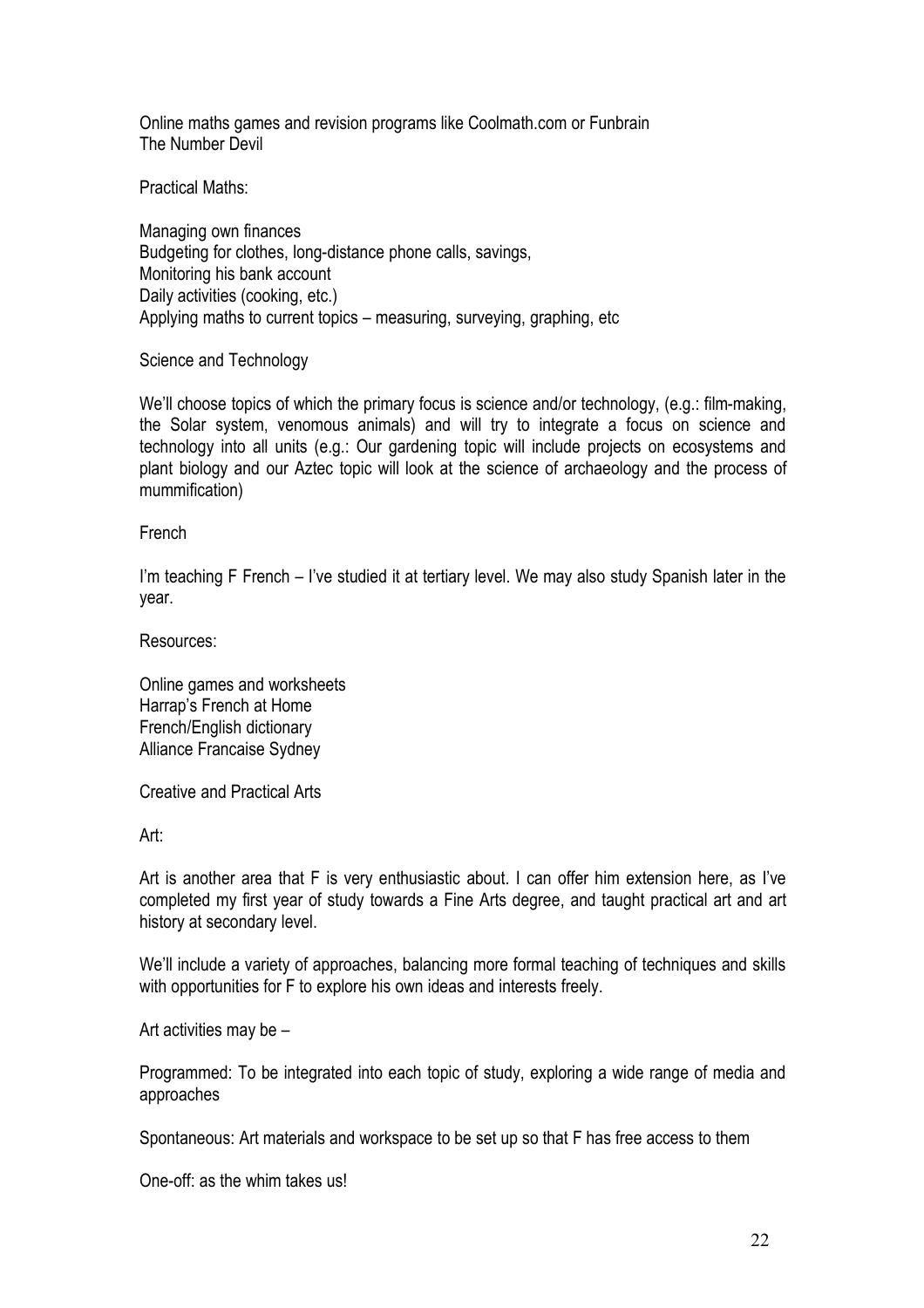Online maths games and revision programs like Coolmath.com or Funbrain
The Number Devil

Practical Maths:

Managing own finances
Budgeting for clothes, long-distance phone calls, savings,
Monitoring his bank account
Daily activities (cooking, etc.)
Applying maths to current topics – measuring, surveying, graphing, etc

## Science and Technology

We'll choose topics of which the primary focus is science and/or technology, (e.g.: film-making, the Solar system, venomous animals) and will try to integrate a focus on science and technology into all units (e.g.: Our gardening topic will include projects on ecosystems and plant biology and our Aztec topic will look at the science of archaeology and the process of mummification)

## French

I'm teaching F French – I've studied it at tertiary level. We may also study Spanish later in the year.

Resources:

Online games and worksheets
Harrap's French at Home
French/English dictionary
Alliance Francaise Sydney

## Creative and Practical Arts

Art:

Art is another area that F is very enthusiastic about. I can offer him extension here, as I've completed my first year of study towards a Fine Arts degree, and taught practical art and art history at secondary level.

We'll include a variety of approaches, balancing more formal teaching of techniques and skills with opportunities for F to explore his own ideas and interests freely.

Art activities may be –

Programmed: To be integrated into each topic of study, exploring a wide range of media and approaches

Spontaneous: Art materials and workspace to be set up so that F has free access to them

One-off: as the whim takes us!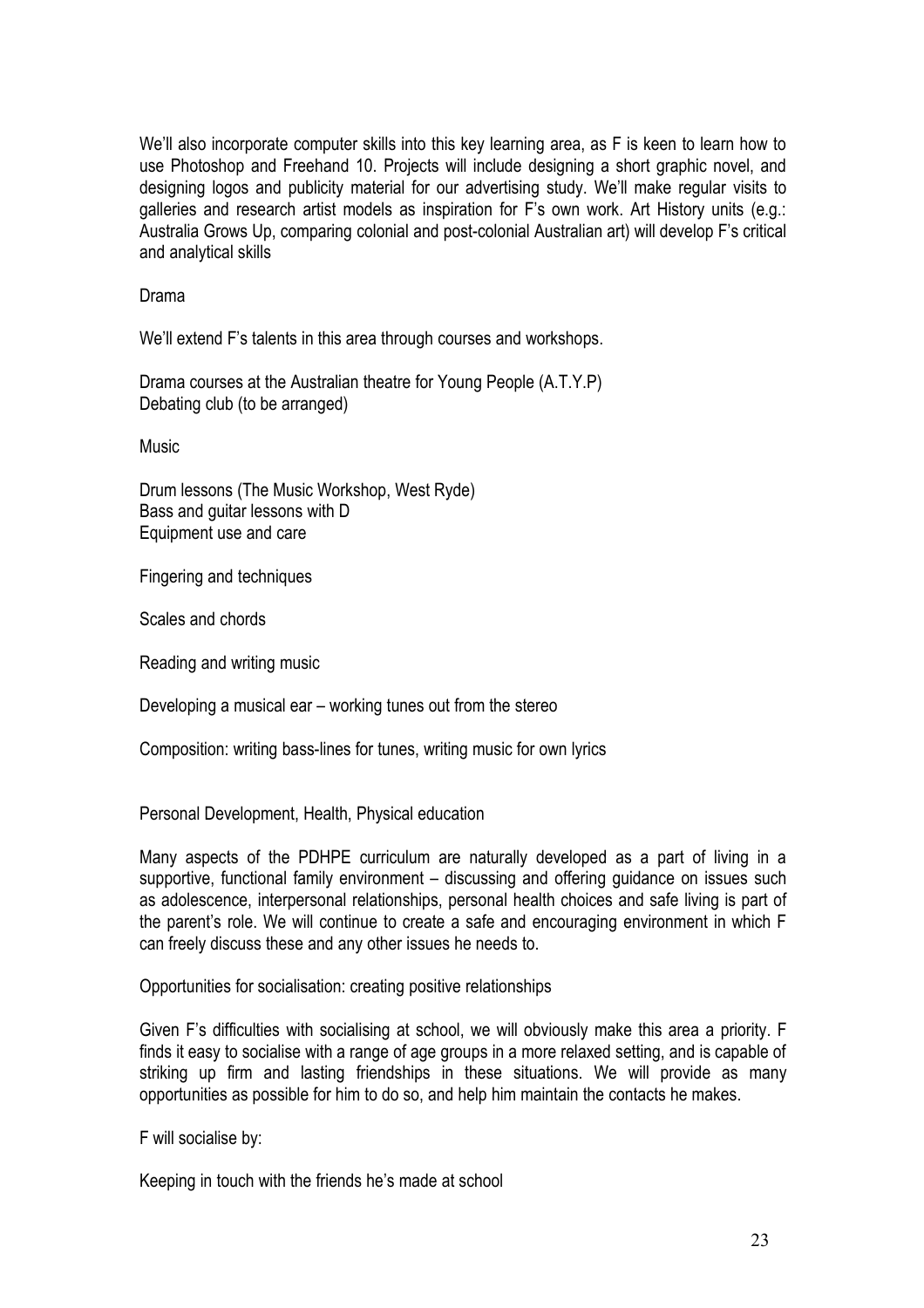We'll also incorporate computer skills into this key learning area, as F is keen to learn how to use Photoshop and Freehand 10. Projects will include designing a short graphic novel, and designing logos and publicity material for our advertising study. We'll make regular visits to galleries and research artist models as inspiration for F's own work. Art History units (e.g.: Australia Grows Up, comparing colonial and post-colonial Australian art) will develop F's critical and analytical skills

### Drama

We'll extend F's talents in this area through courses and workshops.

Drama courses at the Australian theatre for Young People (A.T.Y.P)
Debating club (to be arranged)

### Music

Drum lessons (The Music Workshop, West Ryde)
Bass and guitar lessons with D
Equipment use and care

Fingering and techniques

Scales and chords

Reading and writing music

Developing a musical ear – working tunes out from the stereo

Composition: writing bass-lines for tunes, writing music for own lyrics

### Personal Development, Health, Physical education

Many aspects of the PDHPE curriculum are naturally developed as a part of living in a supportive, functional family environment – discussing and offering guidance on issues such as adolescence, interpersonal relationships, personal health choices and safe living is part of the parent's role. We will continue to create a safe and encouraging environment in which F can freely discuss these and any other issues he needs to.

### Opportunities for socialisation: creating positive relationships

Given F's difficulties with socialising at school, we will obviously make this area a priority. F finds it easy to socialise with a range of age groups in a more relaxed setting, and is capable of striking up firm and lasting friendships in these situations. We will provide as many opportunities as possible for him to do so, and help him maintain the contacts he makes.

F will socialise by:

Keeping in touch with the friends he's made at school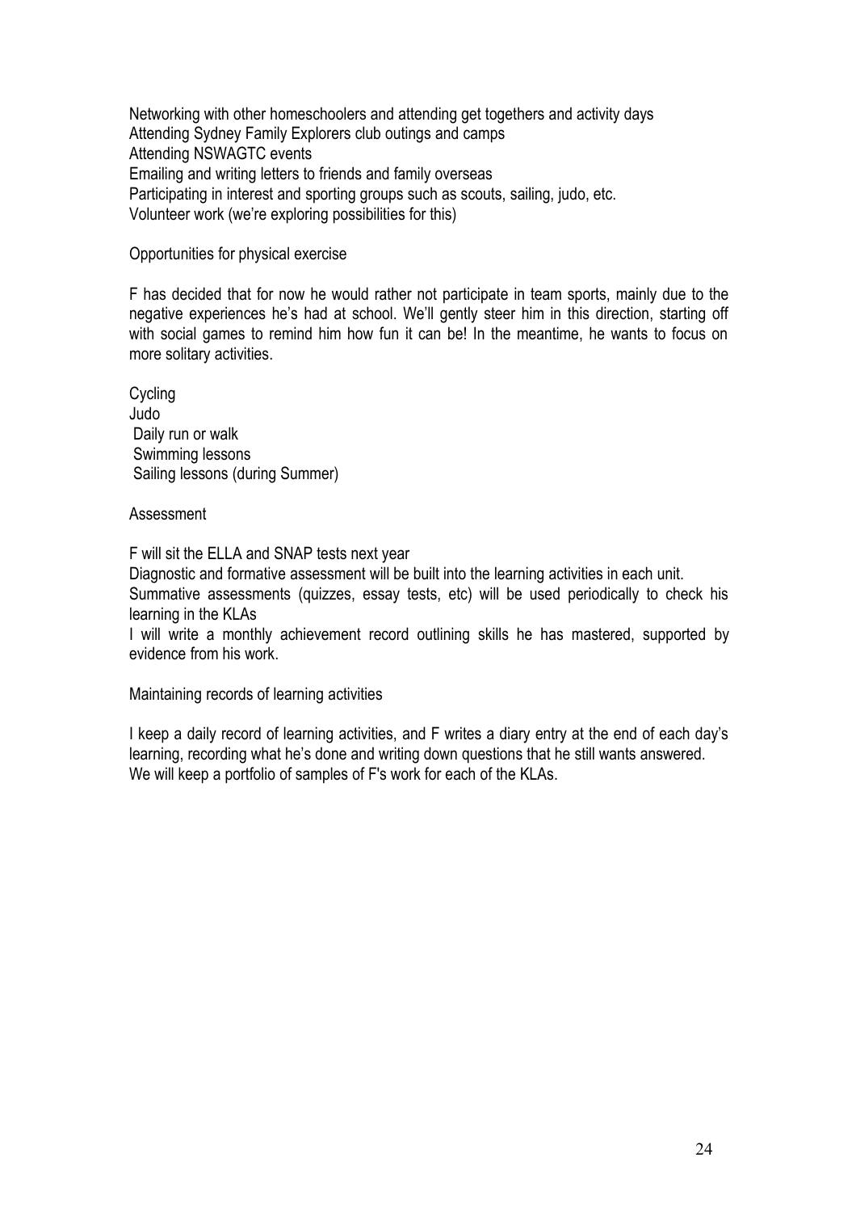Networking with other homeschoolers and attending get togethers and activity days
Attending Sydney Family Explorers club outings and camps
Attending NSWAGTC events
Emailing and writing letters to friends and family overseas
Participating in interest and sporting groups such as scouts, sailing, judo, etc.
Volunteer work (we're exploring possibilities for this)

Opportunities for physical exercise

F has decided that for now he would rather not participate in team sports, mainly due to the negative experiences he's had at school. We'll gently steer him in this direction, starting off with social games to remind him how fun it can be! In the meantime, he wants to focus on more solitary activities.

Cycling
Judo
Daily run or walk
Swimming lessons
Sailing lessons (during Summer)

Assessment

F will sit the ELLA and SNAP tests next year
Diagnostic and formative assessment will be built into the learning activities in each unit.
Summative assessments (quizzes, essay tests, etc) will be used periodically to check his learning in the KLAs
I will write a monthly achievement record outlining skills he has mastered, supported by evidence from his work.

Maintaining records of learning activities

I keep a daily record of learning activities, and F writes a diary entry at the end of each day's learning, recording what he's done and writing down questions that he still wants answered.
We will keep a portfolio of samples of F's work for each of the KLAs.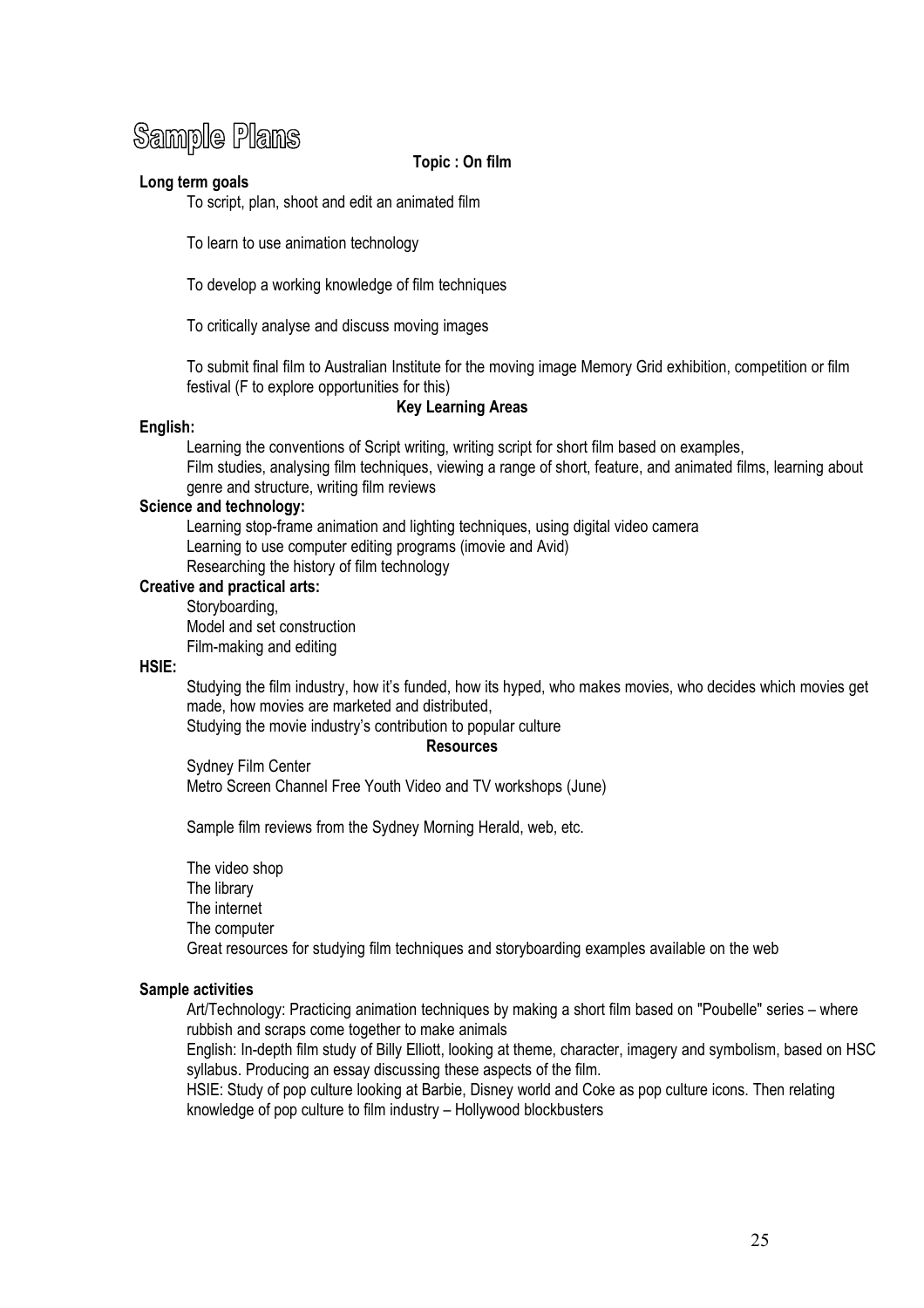# Sample Plans

**Topic : On film**

**Long term goals**

To script, plan, shoot and edit an animated film

To learn to use animation technology

To develop a working knowledge of film techniques

To critically analyse and discuss moving images

To submit final film to Australian Institute for the moving image Memory Grid exhibition, competition or film festival (F to explore opportunities for this)

**Key Learning Areas**

**English:**

Learning the conventions of Script writing, writing script for short film based on examples,
Film studies, analysing film techniques, viewing a range of short, feature, and animated films, learning about genre and structure, writing film reviews

**Science and technology:**

Learning stop-frame animation and lighting techniques, using digital video camera
Learning to use computer editing programs (imovie and Avid)
Researching the history of film technology

**Creative and practical arts:**

Storyboarding,
Model and set construction
Film-making and editing

**HSIE:**

Studying the film industry, how it's funded, how its hyped, who makes movies, who decides which movies get made, how movies are marketed and distributed,
Studying the movie industry's contribution to popular culture

**Resources**

Sydney Film Center
Metro Screen Channel Free Youth Video and TV workshops (June)

Sample film reviews from the Sydney Morning Herald, web, etc.

The video shop
The library
The internet
The computer
Great resources for studying film techniques and storyboarding examples available on the web

**Sample activities**

Art/Technology: Practicing animation techniques by making a short film based on "Poubelle" series – where rubbish and scraps come together to make animals
English: In-depth film study of Billy Elliott, looking at theme, character, imagery and symbolism, based on HSC syllabus. Producing an essay discussing these aspects of the film.
HSIE: Study of pop culture looking at Barbie, Disney world and Coke as pop culture icons. Then relating knowledge of pop culture to film industry – Hollywood blockbusters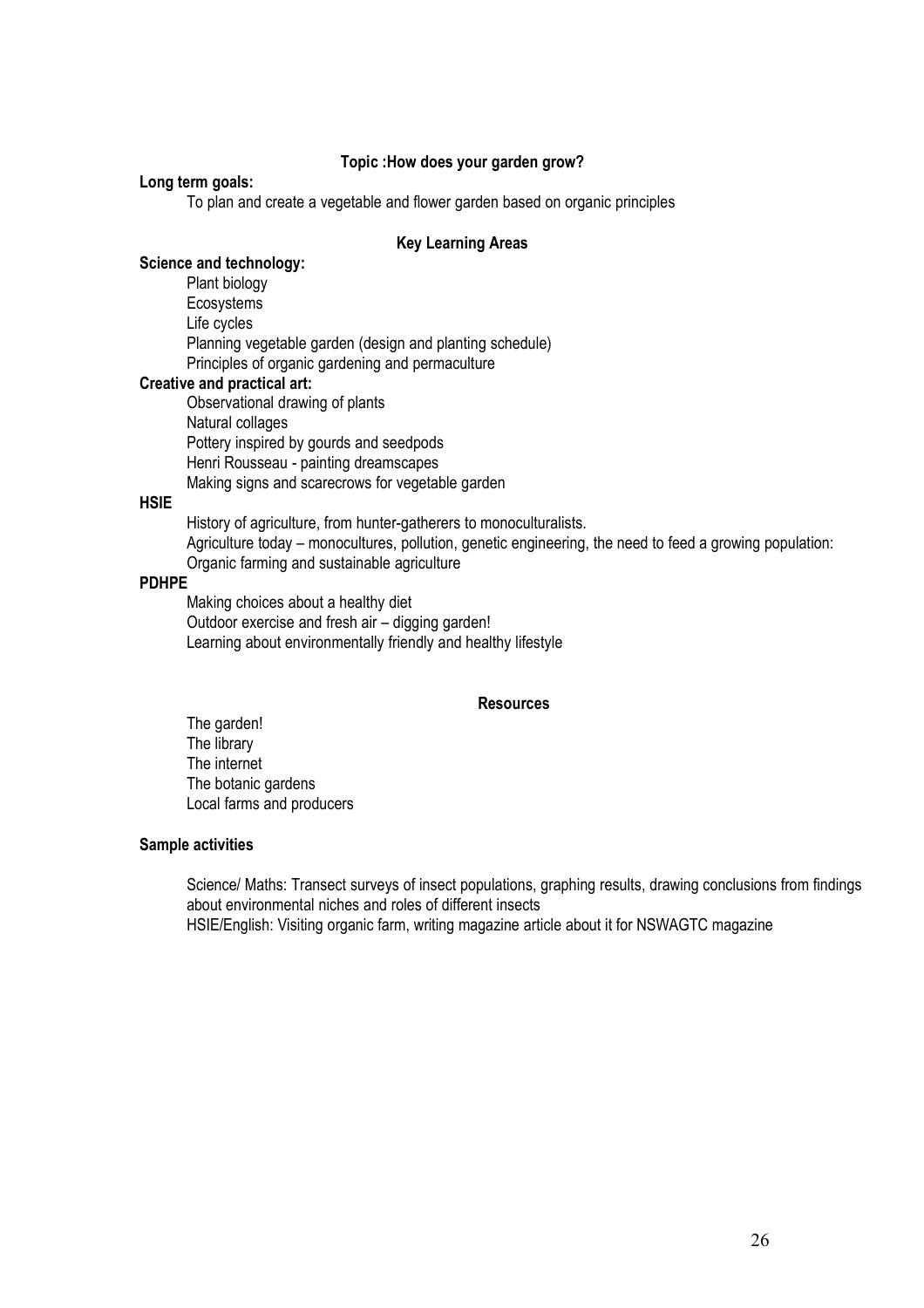## Topic :How does your garden grow?

**Long term goals:**

To plan and create a vegetable and flower garden based on organic principles

### Key Learning Areas

**Science and technology:**

- Plant biology
- Ecosystems
- Life cycles
- Planning vegetable garden (design and planting schedule)
- Principles of organic gardening and permaculture

**Creative and practical art:**

- Observational drawing of plants
- Natural collages
- Pottery inspired by gourds and seedpods
- Henri Rousseau - painting dreamscapes
- Making signs and scarecrows for vegetable garden

**HSIE**

- History of agriculture, from hunter-gatherers to monoculturalists.
- Agriculture today – monocultures, pollution, genetic engineering, the need to feed a growing population: Organic farming and sustainable agriculture

**PDHPE**

- Making choices about a healthy diet
- Outdoor exercise and fresh air – digging garden!
- Learning about environmentally friendly and healthy lifestyle

### Resources

- The garden!
- The library
- The internet
- The botanic gardens
- Local farms and producers

**Sample activities**

Science/ Maths: Transect surveys of insect populations, graphing results, drawing conclusions from findings about environmental niches and roles of different insects

HSIE/English: Visiting organic farm, writing magazine article about it for NSWAGTC magazine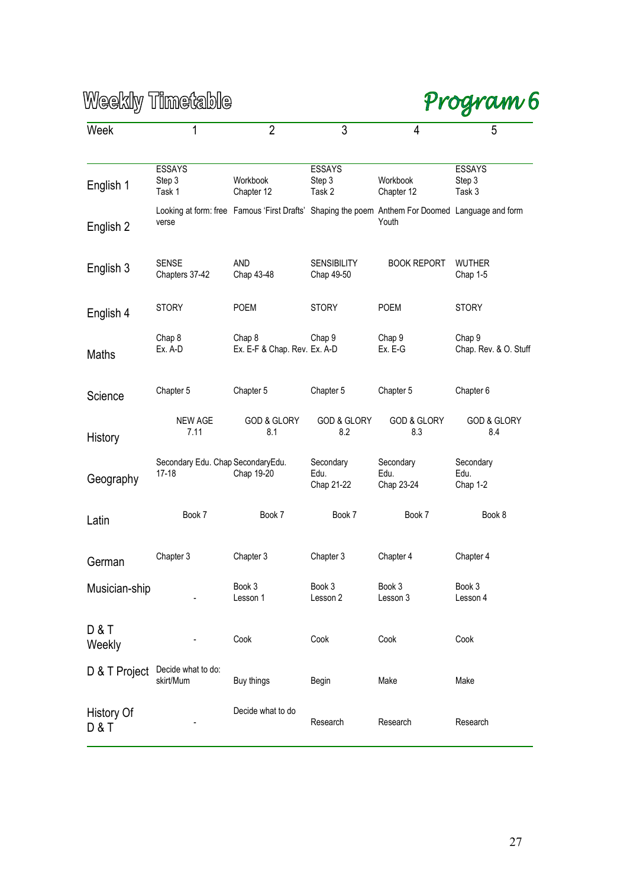# Weekly Timetable

## Program 6

| Week | 1 | 2 | 3 | 4 | 5 |
|---|---|---|---|---|---|
| English 1 | ESSAYS Step 3 Task 1 | Workbook Chapter 12 | ESSAYS Step 3 Task 2 | Workbook Chapter 12 | ESSAYS Step 3 Task 3 |
| English 2 | Looking at form: free verse | Famous 'First Drafts' | Shaping the poem | Anthem For Doomed Youth | Language and form |
| English 3 | SENSE Chapters 37-42 | AND Chap 43-48 | SENSIBILITY Chap 49-50 | BOOK REPORT | WUTHER Chap 1-5 |
| English 4 | STORY | POEM | STORY | POEM | STORY |
| Maths | Chap 8 Ex. A-D | Chap 8 Ex. E-F & Chap. Rev. | Chap 9 Ex. A-D | Chap 9 Ex. E-G | Chap 9 Chap. Rev. & O. Stuff |
| Science | Chapter 5 | Chapter 5 | Chapter 5 | Chapter 5 | Chapter 6 |
| History | NEW AGE 7.11 | GOD & GLORY 8.1 | GOD & GLORY 8.2 | GOD & GLORY 8.3 | GOD & GLORY 8.4 |
| Geography | Secondary Edu. Chap 17-18 | SecondaryEdu. Chap 19-20 | Secondary Edu. Chap 21-22 | Secondary Edu. Chap 23-24 | Secondary Edu. Chap 1-2 |
| Latin | Book 7 | Book 7 | Book 7 | Book 7 | Book 8 |
| German | Chapter 3 | Chapter 3 | Chapter 3 | Chapter 4 | Chapter 4 |
| Musician-ship | - | Book 3 Lesson 1 | Book 3 Lesson 2 | Book 3 Lesson 3 | Book 3 Lesson 4 |
| D & T Weekly | - | Cook | Cook | Cook | Cook |
| D & T Project | Decide what to do: skirt/Mum | Buy things | Begin | Make | Make |
| History Of D & T | - | Decide what to do | Research | Research | Research |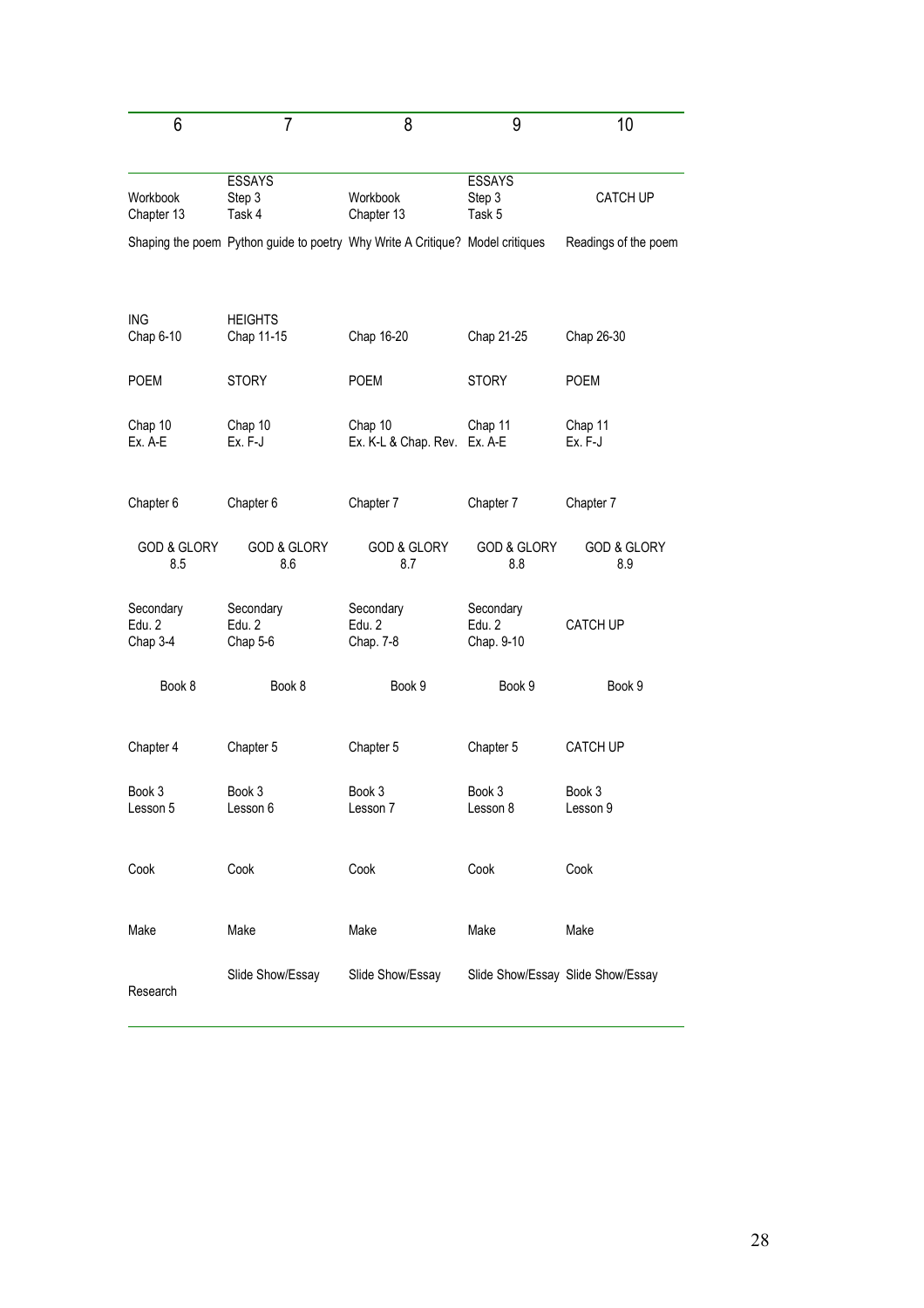| 6 | 7 | 8 | 9 | 10 |
|---|---|---|---|---|
| Workbook Chapter 13 | ESSAYS Step 3 Task 4 | Workbook Chapter 13 | ESSAYS Step 3 Task 5 | CATCH UP |
| Shaping the poem | Python guide to poetry | Why Write A Critique? | Model critiques | Readings of the poem |
| ING Chap 6-10 | HEIGHTS Chap 11-15 | Chap 16-20 | Chap 21-25 | Chap 26-30 |
| POEM | STORY | POEM | STORY | POEM |
| Chap 10 Ex. A-E | Chap 10 Ex. F-J | Chap 10 Ex. K-L & Chap. Rev. | Chap 11 Ex. A-E | Chap 11 Ex. F-J |
| Chapter 6 | Chapter 6 | Chapter 7 | Chapter 7 | Chapter 7 |
| GOD & GLORY 8.5 | GOD & GLORY 8.6 | GOD & GLORY 8.7 | GOD & GLORY 8.8 | GOD & GLORY 8.9 |
| Secondary Edu. 2 Chap 3-4 | Secondary Edu. 2 Chap 5-6 | Secondary Edu. 2 Chap. 7-8 | Secondary Edu. 2 Chap. 9-10 | CATCH UP |
| Book 8 | Book 8 | Book 9 | Book 9 | Book 9 |
| Chapter 4 | Chapter 5 | Chapter 5 | Chapter 5 | CATCH UP |
| Book 3 Lesson 5 | Book 3 Lesson 6 | Book 3 Lesson 7 | Book 3 Lesson 8 | Book 3 Lesson 9 |
| Cook | Cook | Cook | Cook | Cook |
| Make | Make | Make | Make | Make |
| Research | Slide Show/Essay | Slide Show/Essay | Slide Show/Essay | Slide Show/Essay |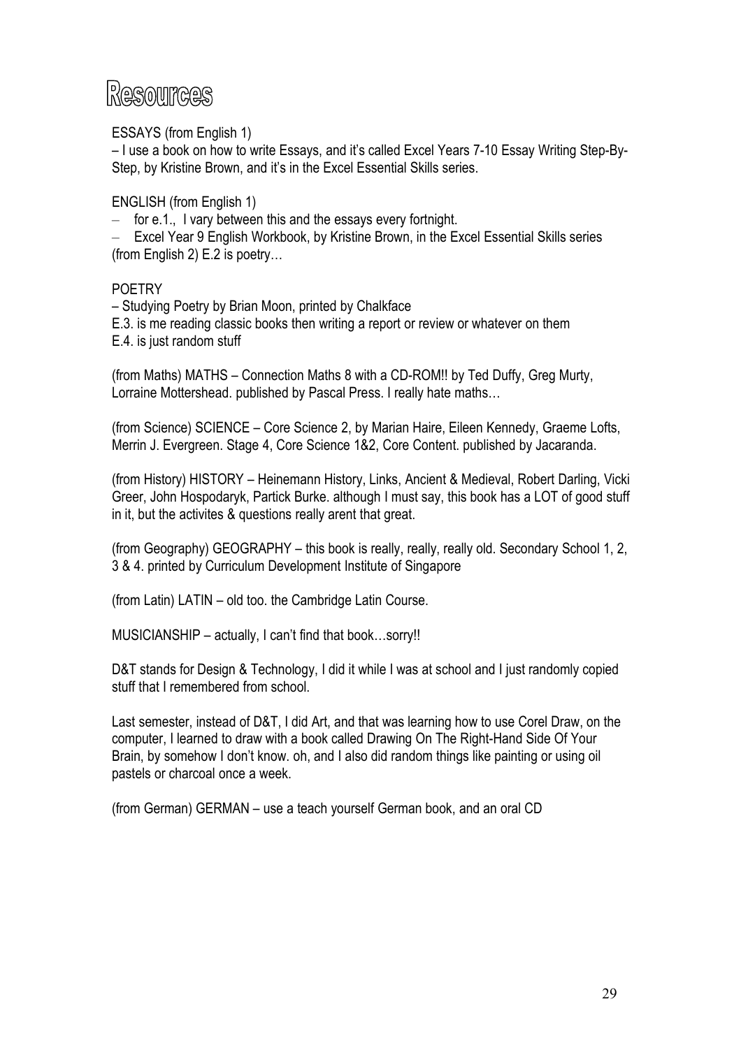# Resources

ESSAYS (from English 1)

– I use a book on how to write Essays, and it's called Excel Years 7-10 Essay Writing Step-By-Step, by Kristine Brown, and it's in the Excel Essential Skills series.

ENGLISH (from English 1)

- for e.1., I vary between this and the essays every fortnight.
- Excel Year 9 English Workbook, by Kristine Brown, in the Excel Essential Skills series

(from English 2) E.2 is poetry…

POETRY

– Studying Poetry by Brian Moon, printed by Chalkface

E.3. is me reading classic books then writing a report or review or whatever on them

E.4. is just random stuff

(from Maths) MATHS – Connection Maths 8 with a CD-ROM!! by Ted Duffy, Greg Murty, Lorraine Mottershead. published by Pascal Press. I really hate maths…

(from Science) SCIENCE – Core Science 2, by Marian Haire, Eileen Kennedy, Graeme Lofts, Merrin J. Evergreen. Stage 4, Core Science 1&2, Core Content. published by Jacaranda.

(from History) HISTORY – Heinemann History, Links, Ancient & Medieval, Robert Darling, Vicki Greer, John Hospodaryk, Partick Burke. although I must say, this book has a LOT of good stuff in it, but the activites & questions really arent that great.

(from Geography) GEOGRAPHY – this book is really, really, really old. Secondary School 1, 2, 3 & 4. printed by Curriculum Development Institute of Singapore

(from Latin) LATIN – old too. the Cambridge Latin Course.

MUSICIANSHIP – actually, I can't find that book…sorry!!

D&T stands for Design & Technology, I did it while I was at school and I just randomly copied stuff that I remembered from school.

Last semester, instead of D&T, I did Art, and that was learning how to use Corel Draw, on the computer, I learned to draw with a book called Drawing On The Right-Hand Side Of Your Brain, by somehow I don't know. oh, and I also did random things like painting or using oil pastels or charcoal once a week.

(from German) GERMAN – use a teach yourself German book, and an oral CD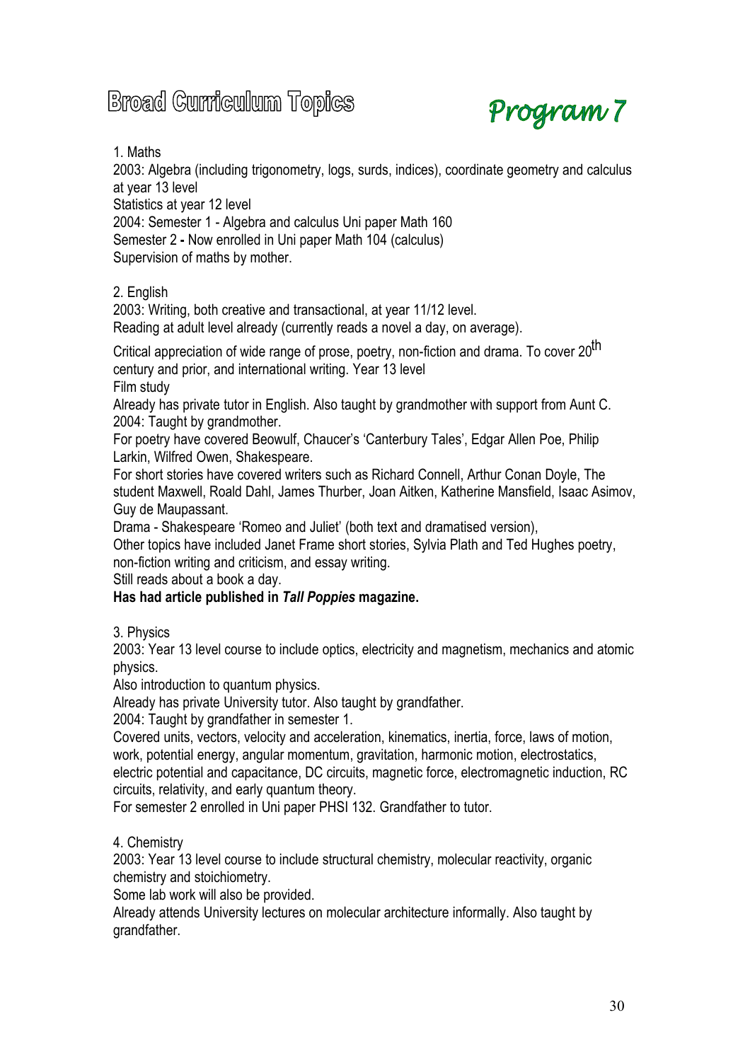# Broad Curriculum Topics

## *Program 7*

1. Maths

2003: Algebra (including trigonometry, logs, surds, indices), coordinate geometry and calculus at year 13 level

Statistics at year 12 level

2004: Semester 1 - Algebra and calculus Uni paper Math 160

Semester 2 **-** Now enrolled in Uni paper Math 104 (calculus)

Supervision of maths by mother.

2. English

2003: Writing, both creative and transactional, at year 11/12 level.

Reading at adult level already (currently reads a novel a day, on average).

Critical appreciation of wide range of prose, poetry, non-fiction and drama. To cover 20th century and prior, and international writing. Year 13 level

Film study

Already has private tutor in English. Also taught by grandmother with support from Aunt C.

2004: Taught by grandmother.

For poetry have covered Beowulf, Chaucer's 'Canterbury Tales', Edgar Allen Poe, Philip Larkin, Wilfred Owen, Shakespeare.

For short stories have covered writers such as Richard Connell, Arthur Conan Doyle, The student Maxwell, Roald Dahl, James Thurber, Joan Aitken, Katherine Mansfield, Isaac Asimov, Guy de Maupassant.

Drama - Shakespeare 'Romeo and Juliet' (both text and dramatised version),

Other topics have included Janet Frame short stories, Sylvia Plath and Ted Hughes poetry, non-fiction writing and criticism, and essay writing.

Still reads about a book a day.

**Has had article published in *Tall Poppies* magazine.**

3. Physics

2003: Year 13 level course to include optics, electricity and magnetism, mechanics and atomic physics.

Also introduction to quantum physics.

Already has private University tutor. Also taught by grandfather.

2004: Taught by grandfather in semester 1.

Covered units, vectors, velocity and acceleration, kinematics, inertia, force, laws of motion, work, potential energy, angular momentum, gravitation, harmonic motion, electrostatics, electric potential and capacitance, DC circuits, magnetic force, electromagnetic induction, RC circuits, relativity, and early quantum theory.

For semester 2 enrolled in Uni paper PHSI 132. Grandfather to tutor.

4. Chemistry

2003: Year 13 level course to include structural chemistry, molecular reactivity, organic chemistry and stoichiometry.

Some lab work will also be provided.

Already attends University lectures on molecular architecture informally. Also taught by grandfather.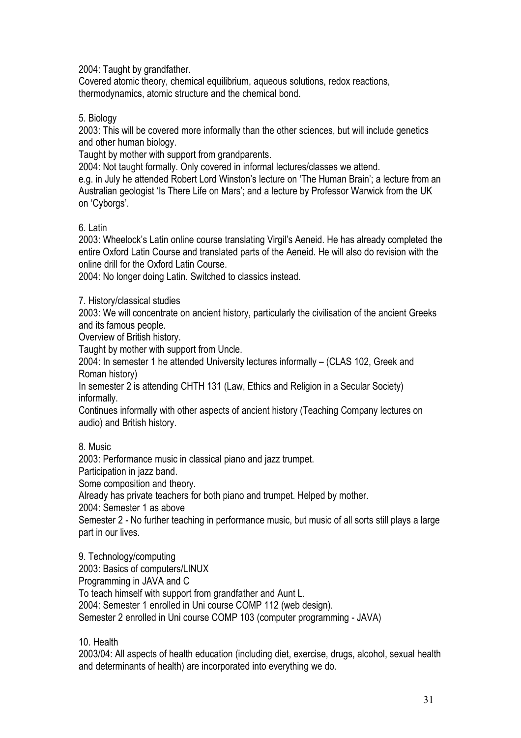2004: Taught by grandfather.
Covered atomic theory, chemical equilibrium, aqueous solutions, redox reactions, thermodynamics, atomic structure and the chemical bond.

5. Biology

2003: This will be covered more informally than the other sciences, but will include genetics and other human biology.
Taught by mother with support from grandparents.
2004: Not taught formally. Only covered in informal lectures/classes we attend.
e.g. in July he attended Robert Lord Winston's lecture on 'The Human Brain'; a lecture from an Australian geologist 'Is There Life on Mars'; and a lecture by Professor Warwick from the UK on 'Cyborgs'.

6. Latin

2003: Wheelock's Latin online course translating Virgil's Aeneid. He has already completed the entire Oxford Latin Course and translated parts of the Aeneid. He will also do revision with the online drill for the Oxford Latin Course.
2004: No longer doing Latin. Switched to classics instead.

7. History/classical studies

2003: We will concentrate on ancient history, particularly the civilisation of the ancient Greeks and its famous people.
Overview of British history.
Taught by mother with support from Uncle.
2004: In semester 1 he attended University lectures informally – (CLAS 102, Greek and Roman history)
In semester 2 is attending CHTH 131 (Law, Ethics and Religion in a Secular Society) informally.
Continues informally with other aspects of ancient history (Teaching Company lectures on audio) and British history.

8. Music

2003: Performance music in classical piano and jazz trumpet.
Participation in jazz band.
Some composition and theory.
Already has private teachers for both piano and trumpet. Helped by mother.
2004: Semester 1 as above
Semester 2 - No further teaching in performance music, but music of all sorts still plays a large part in our lives.

9. Technology/computing

2003: Basics of computers/LINUX
Programming in JAVA and C
To teach himself with support from grandfather and Aunt L.
2004: Semester 1 enrolled in Uni course COMP 112 (web design).
Semester 2 enrolled in Uni course COMP 103 (computer programming - JAVA)

10. Health

2003/04: All aspects of health education (including diet, exercise, drugs, alcohol, sexual health and determinants of health) are incorporated into everything we do.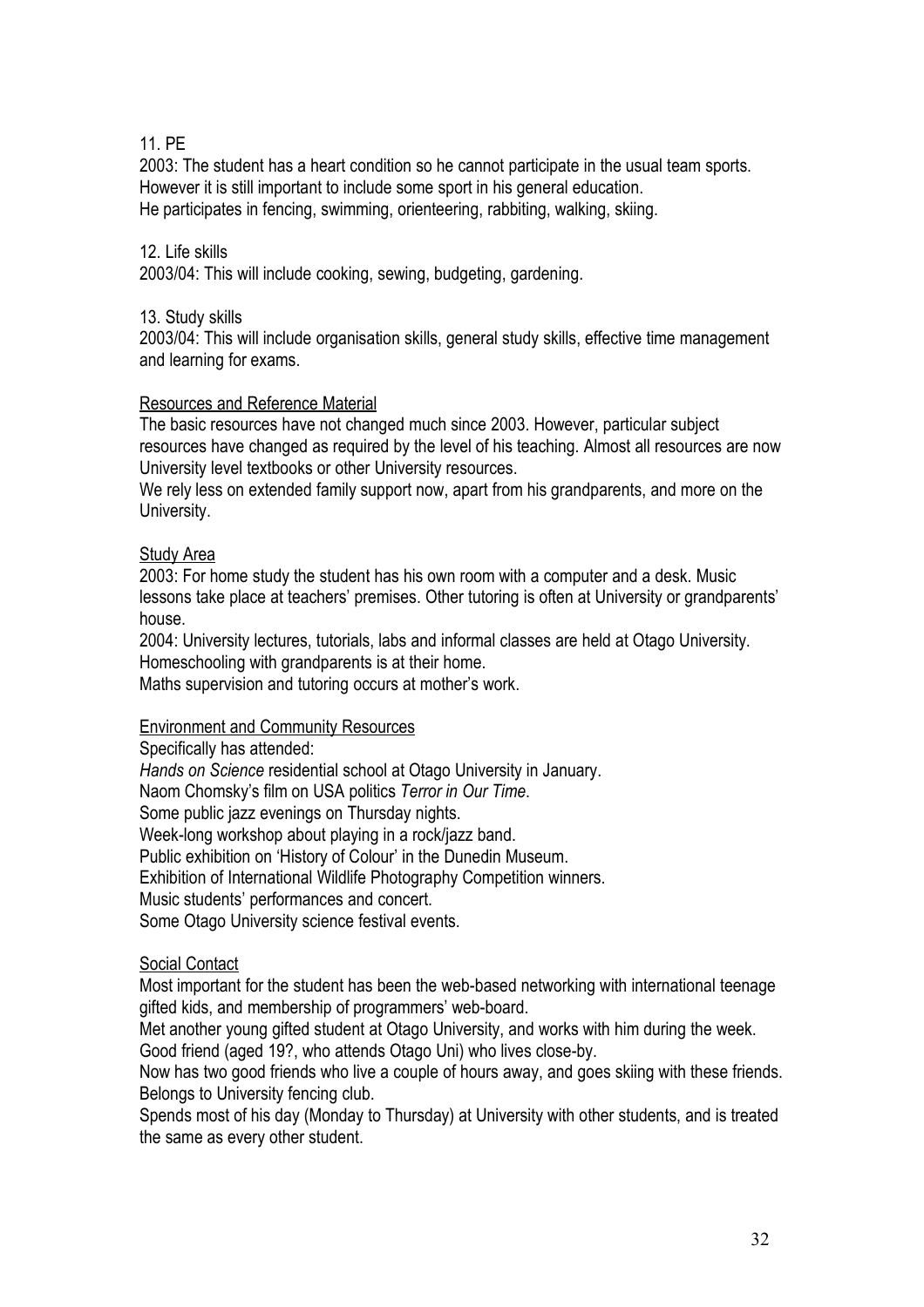11. PE

2003: The student has a heart condition so he cannot participate in the usual team sports. However it is still important to include some sport in his general education.
He participates in fencing, swimming, orienteering, rabbiting, walking, skiing.

12. Life skills

2003/04: This will include cooking, sewing, budgeting, gardening.

13. Study skills

2003/04: This will include organisation skills, general study skills, effective time management and learning for exams.

<u>Resources and Reference Material</u>

The basic resources have not changed much since 2003. However, particular subject resources have changed as required by the level of his teaching. Almost all resources are now University level textbooks or other University resources.
We rely less on extended family support now, apart from his grandparents, and more on the University.

<u>Study Area</u>

2003: For home study the student has his own room with a computer and a desk. Music lessons take place at teachers' premises. Other tutoring is often at University or grandparents' house.
2004: University lectures, tutorials, labs and informal classes are held at Otago University.
Homeschooling with grandparents is at their home.
Maths supervision and tutoring occurs at mother's work.

<u>Environment and Community Resources</u>

Specifically has attended:
*Hands on Science* residential school at Otago University in January.
Naom Chomsky's film on USA politics *Terror in Our Time*.
Some public jazz evenings on Thursday nights.
Week-long workshop about playing in a rock/jazz band.
Public exhibition on 'History of Colour' in the Dunedin Museum.
Exhibition of International Wildlife Photography Competition winners.
Music students' performances and concert.
Some Otago University science festival events.

<u>Social Contact</u>

Most important for the student has been the web-based networking with international teenage gifted kids, and membership of programmers' web-board.
Met another young gifted student at Otago University, and works with him during the week.
Good friend (aged 19?, who attends Otago Uni) who lives close-by.
Now has two good friends who live a couple of hours away, and goes skiing with these friends.
Belongs to University fencing club.
Spends most of his day (Monday to Thursday) at University with other students, and is treated the same as every other student.